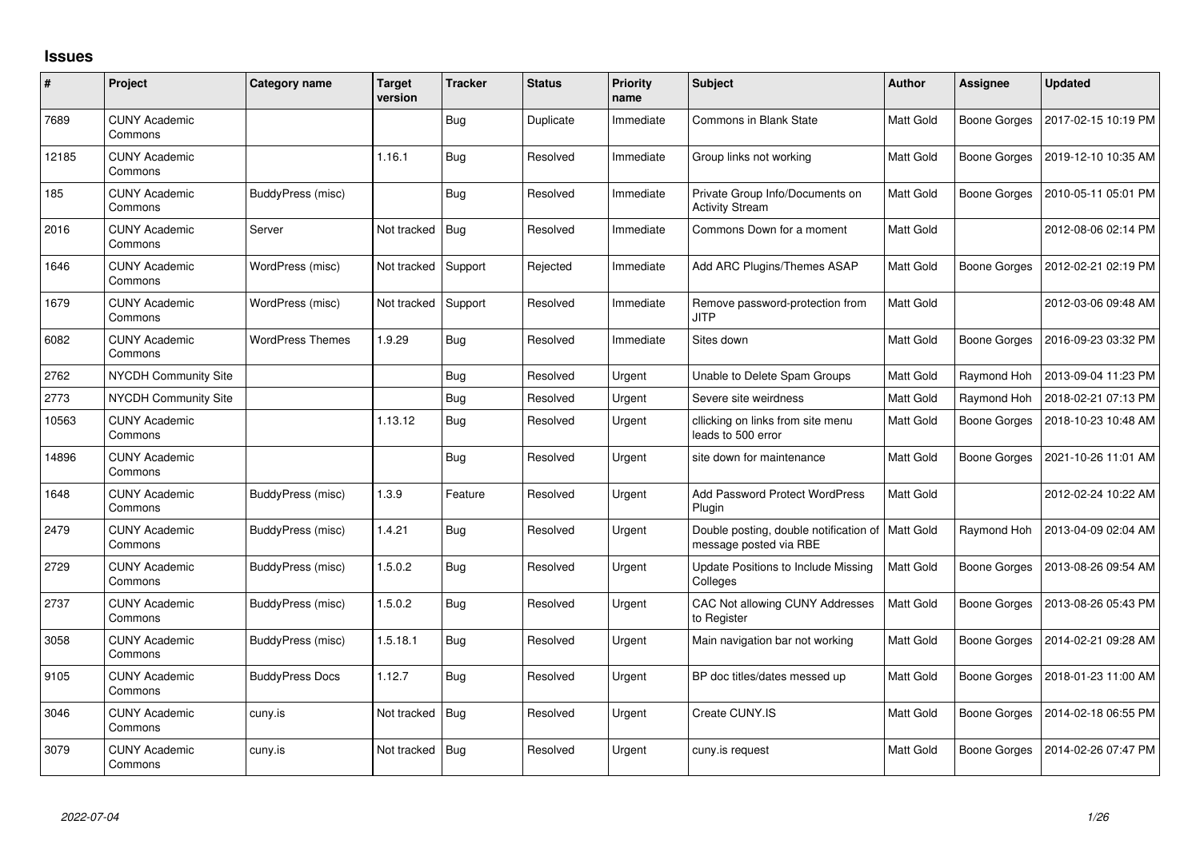# Issues

| # | Project | Category name | Target version | Tracker | Status | Priority name | Subject | Author | Assignee | Updated |
|---|---|---|---|---|---|---|---|---|---|---|
| 7689 | CUNY Academic Commons | | | Bug | Duplicate | Immediate | Commons in Blank State | Matt Gold | Boone Gorges | 2017-02-15 10:19 PM |
| 12185 | CUNY Academic Commons | | 1.16.1 | Bug | Resolved | Immediate | Group links not working | Matt Gold | Boone Gorges | 2019-12-10 10:35 AM |
| 185 | CUNY Academic Commons | BuddyPress (misc) | | Bug | Resolved | Immediate | Private Group Info/Documents on Activity Stream | Matt Gold | Boone Gorges | 2010-05-11 05:01 PM |
| 2016 | CUNY Academic Commons | Server | Not tracked | Bug | Resolved | Immediate | Commons Down for a moment | Matt Gold | | 2012-08-06 02:14 PM |
| 1646 | CUNY Academic Commons | WordPress (misc) | Not tracked | Support | Rejected | Immediate | Add ARC Plugins/Themes ASAP | Matt Gold | Boone Gorges | 2012-02-21 02:19 PM |
| 1679 | CUNY Academic Commons | WordPress (misc) | Not tracked | Support | Resolved | Immediate | Remove password-protection from JITP | Matt Gold | | 2012-03-06 09:48 AM |
| 6082 | CUNY Academic Commons | WordPress Themes | 1.9.29 | Bug | Resolved | Immediate | Sites down | Matt Gold | Boone Gorges | 2016-09-23 03:32 PM |
| 2762 | NYCDH Community Site | | | Bug | Resolved | Urgent | Unable to Delete Spam Groups | Matt Gold | Raymond Hoh | 2013-09-04 11:23 PM |
| 2773 | NYCDH Community Site | | | Bug | Resolved | Urgent | Severe site weirdness | Matt Gold | Raymond Hoh | 2018-02-21 07:13 PM |
| 10563 | CUNY Academic Commons | | 1.13.12 | Bug | Resolved | Urgent | cllicking on links from site menu leads to 500 error | Matt Gold | Boone Gorges | 2018-10-23 10:48 AM |
| 14896 | CUNY Academic Commons | | | Bug | Resolved | Urgent | site down for maintenance | Matt Gold | Boone Gorges | 2021-10-26 11:01 AM |
| 1648 | CUNY Academic Commons | BuddyPress (misc) | 1.3.9 | Feature | Resolved | Urgent | Add Password Protect WordPress Plugin | Matt Gold | | 2012-02-24 10:22 AM |
| 2479 | CUNY Academic Commons | BuddyPress (misc) | 1.4.21 | Bug | Resolved | Urgent | Double posting, double notification of message posted via RBE | Matt Gold | Raymond Hoh | 2013-04-09 02:04 AM |
| 2729 | CUNY Academic Commons | BuddyPress (misc) | 1.5.0.2 | Bug | Resolved | Urgent | Update Positions to Include Missing Colleges | Matt Gold | Boone Gorges | 2013-08-26 09:54 AM |
| 2737 | CUNY Academic Commons | BuddyPress (misc) | 1.5.0.2 | Bug | Resolved | Urgent | CAC Not allowing CUNY Addresses to Register | Matt Gold | Boone Gorges | 2013-08-26 05:43 PM |
| 3058 | CUNY Academic Commons | BuddyPress (misc) | 1.5.18.1 | Bug | Resolved | Urgent | Main navigation bar not working | Matt Gold | Boone Gorges | 2014-02-21 09:28 AM |
| 9105 | CUNY Academic Commons | BuddyPress Docs | 1.12.7 | Bug | Resolved | Urgent | BP doc titles/dates messed up | Matt Gold | Boone Gorges | 2018-01-23 11:00 AM |
| 3046 | CUNY Academic Commons | cuny.is | Not tracked | Bug | Resolved | Urgent | Create CUNY.IS | Matt Gold | Boone Gorges | 2014-02-18 06:55 PM |
| 3079 | CUNY Academic Commons | cuny.is | Not tracked | Bug | Resolved | Urgent | cuny.is request | Matt Gold | Boone Gorges | 2014-02-26 07:47 PM |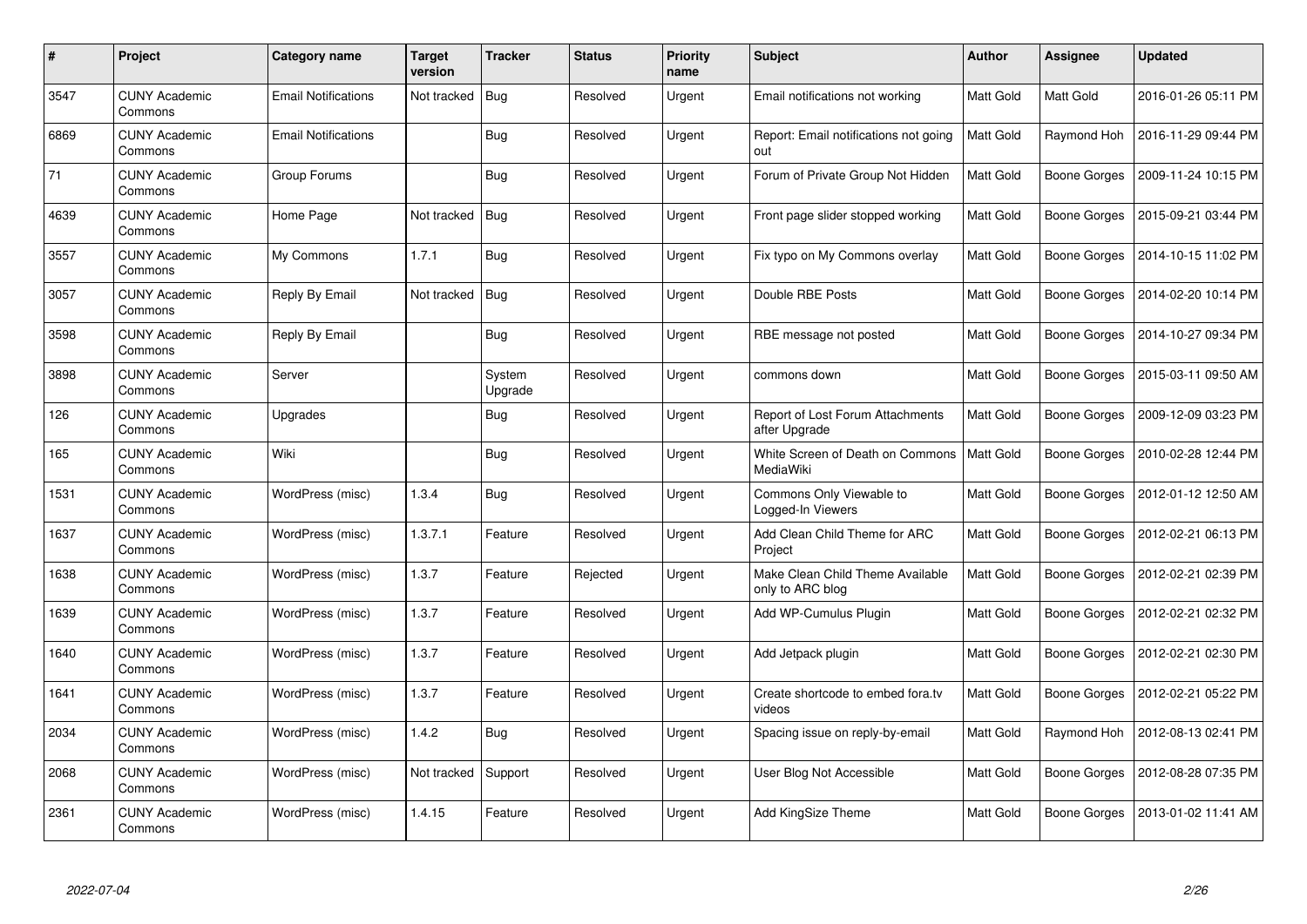| # | Project | Category name | Target version | Tracker | Status | Priority name | Subject | Author | Assignee | Updated |
|---|---|---|---|---|---|---|---|---|---|---|
| 3547 | CUNY Academic Commons | Email Notifications | Not tracked | Bug | Resolved | Urgent | Email notifications not working | Matt Gold | Matt Gold | 2016-01-26 05:11 PM |
| 6869 | CUNY Academic Commons | Email Notifications | | Bug | Resolved | Urgent | Report: Email notifications not going out | Matt Gold | Raymond Hoh | 2016-11-29 09:44 PM |
| 71 | CUNY Academic Commons | Group Forums | | Bug | Resolved | Urgent | Forum of Private Group Not Hidden | Matt Gold | Boone Gorges | 2009-11-24 10:15 PM |
| 4639 | CUNY Academic Commons | Home Page | Not tracked | Bug | Resolved | Urgent | Front page slider stopped working | Matt Gold | Boone Gorges | 2015-09-21 03:44 PM |
| 3557 | CUNY Academic Commons | My Commons | 1.7.1 | Bug | Resolved | Urgent | Fix typo on My Commons overlay | Matt Gold | Boone Gorges | 2014-10-15 11:02 PM |
| 3057 | CUNY Academic Commons | Reply By Email | Not tracked | Bug | Resolved | Urgent | Double RBE Posts | Matt Gold | Boone Gorges | 2014-02-20 10:14 PM |
| 3598 | CUNY Academic Commons | Reply By Email | | Bug | Resolved | Urgent | RBE message not posted | Matt Gold | Boone Gorges | 2014-10-27 09:34 PM |
| 3898 | CUNY Academic Commons | Server | | System Upgrade | Resolved | Urgent | commons down | Matt Gold | Boone Gorges | 2015-03-11 09:50 AM |
| 126 | CUNY Academic Commons | Upgrades | | Bug | Resolved | Urgent | Report of Lost Forum Attachments after Upgrade | Matt Gold | Boone Gorges | 2009-12-09 03:23 PM |
| 165 | CUNY Academic Commons | Wiki | | Bug | Resolved | Urgent | White Screen of Death on Commons MediaWiki | Matt Gold | Boone Gorges | 2010-02-28 12:44 PM |
| 1531 | CUNY Academic Commons | WordPress (misc) | 1.3.4 | Bug | Resolved | Urgent | Commons Only Viewable to Logged-In Viewers | Matt Gold | Boone Gorges | 2012-01-12 12:50 AM |
| 1637 | CUNY Academic Commons | WordPress (misc) | 1.3.7.1 | Feature | Resolved | Urgent | Add Clean Child Theme for ARC Project | Matt Gold | Boone Gorges | 2012-02-21 06:13 PM |
| 1638 | CUNY Academic Commons | WordPress (misc) | 1.3.7 | Feature | Rejected | Urgent | Make Clean Child Theme Available only to ARC blog | Matt Gold | Boone Gorges | 2012-02-21 02:39 PM |
| 1639 | CUNY Academic Commons | WordPress (misc) | 1.3.7 | Feature | Resolved | Urgent | Add WP-Cumulus Plugin | Matt Gold | Boone Gorges | 2012-02-21 02:32 PM |
| 1640 | CUNY Academic Commons | WordPress (misc) | 1.3.7 | Feature | Resolved | Urgent | Add Jetpack plugin | Matt Gold | Boone Gorges | 2012-02-21 02:30 PM |
| 1641 | CUNY Academic Commons | WordPress (misc) | 1.3.7 | Feature | Resolved | Urgent | Create shortcode to embed fora.tv videos | Matt Gold | Boone Gorges | 2012-02-21 05:22 PM |
| 2034 | CUNY Academic Commons | WordPress (misc) | 1.4.2 | Bug | Resolved | Urgent | Spacing issue on reply-by-email | Matt Gold | Raymond Hoh | 2012-08-13 02:41 PM |
| 2068 | CUNY Academic Commons | WordPress (misc) | Not tracked | Support | Resolved | Urgent | User Blog Not Accessible | Matt Gold | Boone Gorges | 2012-08-28 07:35 PM |
| 2361 | CUNY Academic Commons | WordPress (misc) | 1.4.15 | Feature | Resolved | Urgent | Add KingSize Theme | Matt Gold | Boone Gorges | 2013-01-02 11:41 AM |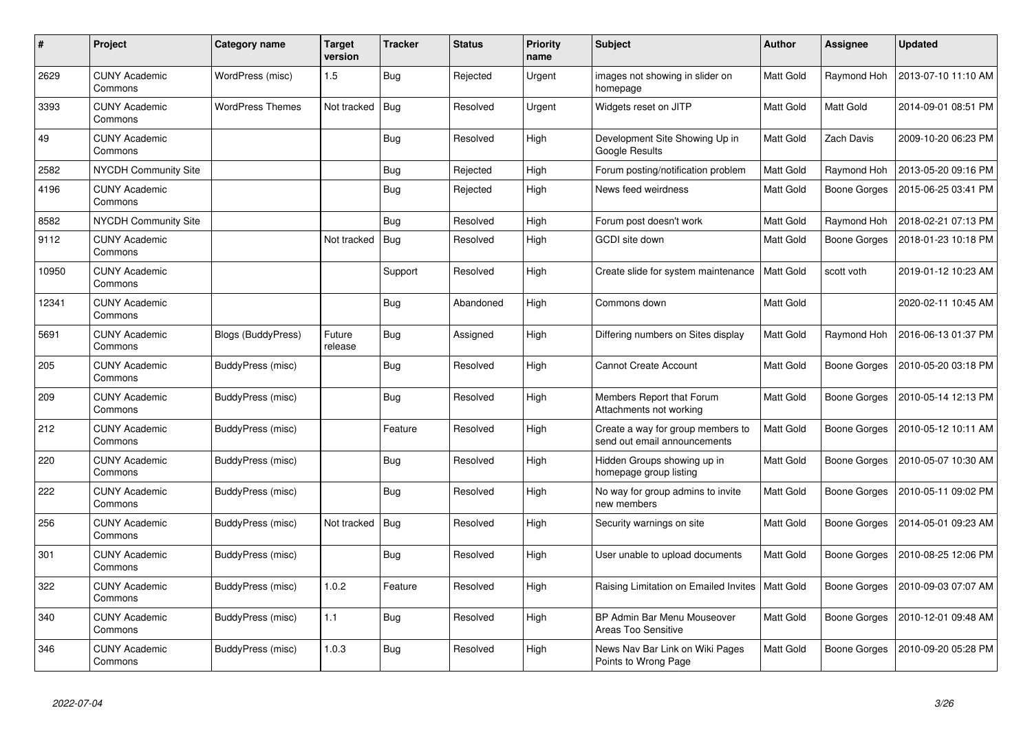| # | Project | Category name | Target version | Tracker | Status | Priority name | Subject | Author | Assignee | Updated |
|---|---|---|---|---|---|---|---|---|---|---|
| 2629 | CUNY Academic Commons | WordPress (misc) | 1.5 | Bug | Rejected | Urgent | images not showing in slider on homepage | Matt Gold | Raymond Hoh | 2013-07-10 11:10 AM |
| 3393 | CUNY Academic Commons | WordPress Themes | Not tracked | Bug | Resolved | Urgent | Widgets reset on JITP | Matt Gold | Matt Gold | 2014-09-01 08:51 PM |
| 49 | CUNY Academic Commons | | | Bug | Resolved | High | Development Site Showing Up in Google Results | Matt Gold | Zach Davis | 2009-10-20 06:23 PM |
| 2582 | NYCDH Community Site | | | Bug | Rejected | High | Forum posting/notification problem | Matt Gold | Raymond Hoh | 2013-05-20 09:16 PM |
| 4196 | CUNY Academic Commons | | | Bug | Rejected | High | News feed weirdness | Matt Gold | Boone Gorges | 2015-06-25 03:41 PM |
| 8582 | NYCDH Community Site | | | Bug | Resolved | High | Forum post doesn't work | Matt Gold | Raymond Hoh | 2018-02-21 07:13 PM |
| 9112 | CUNY Academic Commons | | Not tracked | Bug | Resolved | High | GCDI site down | Matt Gold | Boone Gorges | 2018-01-23 10:18 PM |
| 10950 | CUNY Academic Commons | | | Support | Resolved | High | Create slide for system maintenance | Matt Gold | scott voth | 2019-01-12 10:23 AM |
| 12341 | CUNY Academic Commons | | | Bug | Abandoned | High | Commons down | Matt Gold | | 2020-02-11 10:45 AM |
| 5691 | CUNY Academic Commons | Blogs (BuddyPress) | Future release | Bug | Assigned | High | Differing numbers on Sites display | Matt Gold | Raymond Hoh | 2016-06-13 01:37 PM |
| 205 | CUNY Academic Commons | BuddyPress (misc) | | Bug | Resolved | High | Cannot Create Account | Matt Gold | Boone Gorges | 2010-05-20 03:18 PM |
| 209 | CUNY Academic Commons | BuddyPress (misc) | | Bug | Resolved | High | Members Report that Forum Attachments not working | Matt Gold | Boone Gorges | 2010-05-14 12:13 PM |
| 212 | CUNY Academic Commons | BuddyPress (misc) | | Feature | Resolved | High | Create a way for group members to send out email announcements | Matt Gold | Boone Gorges | 2010-05-12 10:11 AM |
| 220 | CUNY Academic Commons | BuddyPress (misc) | | Bug | Resolved | High | Hidden Groups showing up in homepage group listing | Matt Gold | Boone Gorges | 2010-05-07 10:30 AM |
| 222 | CUNY Academic Commons | BuddyPress (misc) | | Bug | Resolved | High | No way for group admins to invite new members | Matt Gold | Boone Gorges | 2010-05-11 09:02 PM |
| 256 | CUNY Academic Commons | BuddyPress (misc) | Not tracked | Bug | Resolved | High | Security warnings on site | Matt Gold | Boone Gorges | 2014-05-01 09:23 AM |
| 301 | CUNY Academic Commons | BuddyPress (misc) | | Bug | Resolved | High | User unable to upload documents | Matt Gold | Boone Gorges | 2010-08-25 12:06 PM |
| 322 | CUNY Academic Commons | BuddyPress (misc) | 1.0.2 | Feature | Resolved | High | Raising Limitation on Emailed Invites | Matt Gold | Boone Gorges | 2010-09-03 07:07 AM |
| 340 | CUNY Academic Commons | BuddyPress (misc) | 1.1 | Bug | Resolved | High | BP Admin Bar Menu Mouseover Areas Too Sensitive | Matt Gold | Boone Gorges | 2010-12-01 09:48 AM |
| 346 | CUNY Academic Commons | BuddyPress (misc) | 1.0.3 | Bug | Resolved | High | News Nav Bar Link on Wiki Pages Points to Wrong Page | Matt Gold | Boone Gorges | 2010-09-20 05:28 PM |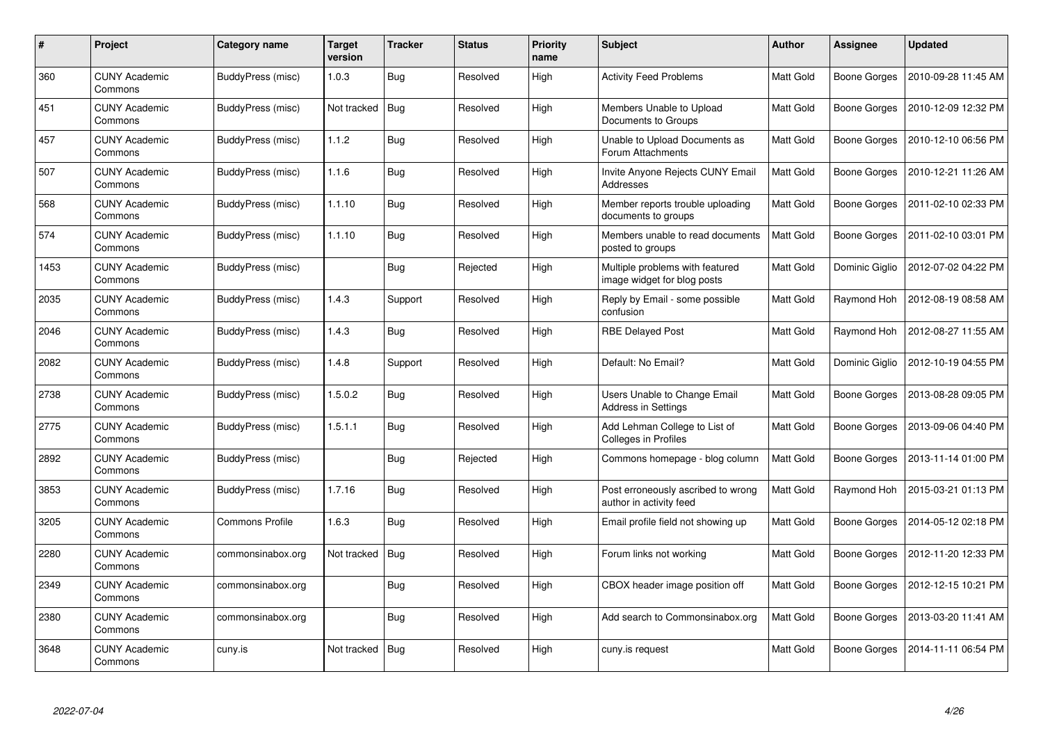| # | Project | Category name | Target version | Tracker | Status | Priority name | Subject | Author | Assignee | Updated |
|---|---|---|---|---|---|---|---|---|---|---|
| 360 | CUNY Academic Commons | BuddyPress (misc) | 1.0.3 | Bug | Resolved | High | Activity Feed Problems | Matt Gold | Boone Gorges | 2010-09-28 11:45 AM |
| 451 | CUNY Academic Commons | BuddyPress (misc) | Not tracked | Bug | Resolved | High | Members Unable to Upload Documents to Groups | Matt Gold | Boone Gorges | 2010-12-09 12:32 PM |
| 457 | CUNY Academic Commons | BuddyPress (misc) | 1.1.2 | Bug | Resolved | High | Unable to Upload Documents as Forum Attachments | Matt Gold | Boone Gorges | 2010-12-10 06:56 PM |
| 507 | CUNY Academic Commons | BuddyPress (misc) | 1.1.6 | Bug | Resolved | High | Invite Anyone Rejects CUNY Email Addresses | Matt Gold | Boone Gorges | 2010-12-21 11:26 AM |
| 568 | CUNY Academic Commons | BuddyPress (misc) | 1.1.10 | Bug | Resolved | High | Member reports trouble uploading documents to groups | Matt Gold | Boone Gorges | 2011-02-10 02:33 PM |
| 574 | CUNY Academic Commons | BuddyPress (misc) | 1.1.10 | Bug | Resolved | High | Members unable to read documents posted to groups | Matt Gold | Boone Gorges | 2011-02-10 03:01 PM |
| 1453 | CUNY Academic Commons | BuddyPress (misc) | | Bug | Rejected | High | Multiple problems with featured image widget for blog posts | Matt Gold | Dominic Giglio | 2012-07-02 04:22 PM |
| 2035 | CUNY Academic Commons | BuddyPress (misc) | 1.4.3 | Support | Resolved | High | Reply by Email - some possible confusion | Matt Gold | Raymond Hoh | 2012-08-19 08:58 AM |
| 2046 | CUNY Academic Commons | BuddyPress (misc) | 1.4.3 | Bug | Resolved | High | RBE Delayed Post | Matt Gold | Raymond Hoh | 2012-08-27 11:55 AM |
| 2082 | CUNY Academic Commons | BuddyPress (misc) | 1.4.8 | Support | Resolved | High | Default: No Email? | Matt Gold | Dominic Giglio | 2012-10-19 04:55 PM |
| 2738 | CUNY Academic Commons | BuddyPress (misc) | 1.5.0.2 | Bug | Resolved | High | Users Unable to Change Email Address in Settings | Matt Gold | Boone Gorges | 2013-08-28 09:05 PM |
| 2775 | CUNY Academic Commons | BuddyPress (misc) | 1.5.1.1 | Bug | Resolved | High | Add Lehman College to List of Colleges in Profiles | Matt Gold | Boone Gorges | 2013-09-06 04:40 PM |
| 2892 | CUNY Academic Commons | BuddyPress (misc) | | Bug | Rejected | High | Commons homepage - blog column | Matt Gold | Boone Gorges | 2013-11-14 01:00 PM |
| 3853 | CUNY Academic Commons | BuddyPress (misc) | 1.7.16 | Bug | Resolved | High | Post erroneously ascribed to wrong author in activity feed | Matt Gold | Raymond Hoh | 2015-03-21 01:13 PM |
| 3205 | CUNY Academic Commons | Commons Profile | 1.6.3 | Bug | Resolved | High | Email profile field not showing up | Matt Gold | Boone Gorges | 2014-05-12 02:18 PM |
| 2280 | CUNY Academic Commons | commonsinabox.org | Not tracked | Bug | Resolved | High | Forum links not working | Matt Gold | Boone Gorges | 2012-11-20 12:33 PM |
| 2349 | CUNY Academic Commons | commonsinabox.org | | Bug | Resolved | High | CBOX header image position off | Matt Gold | Boone Gorges | 2012-12-15 10:21 PM |
| 2380 | CUNY Academic Commons | commonsinabox.org | | Bug | Resolved | High | Add search to Commonsinabox.org | Matt Gold | Boone Gorges | 2013-03-20 11:41 AM |
| 3648 | CUNY Academic Commons | cuny.is | Not tracked | Bug | Resolved | High | cuny.is request | Matt Gold | Boone Gorges | 2014-11-11 06:54 PM |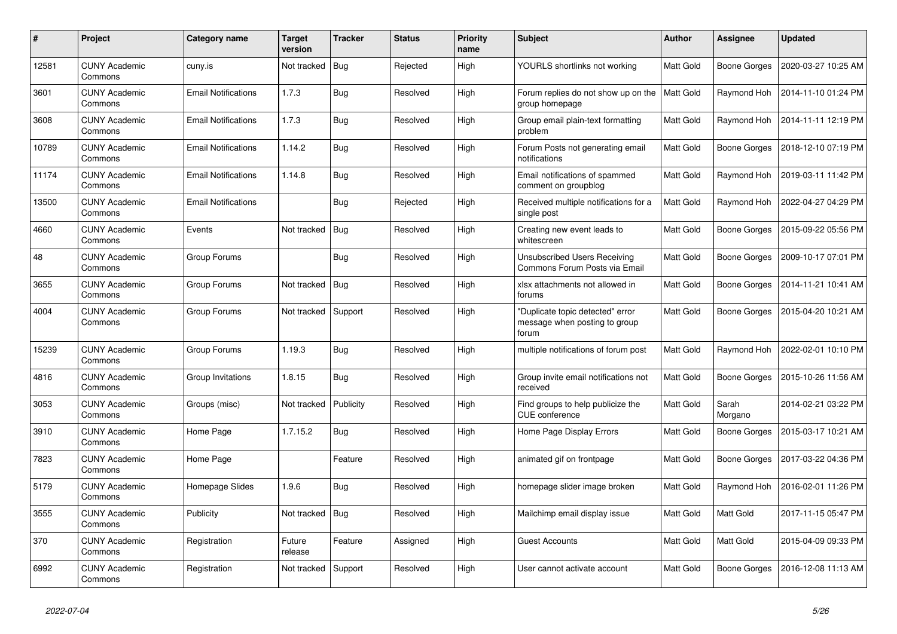| # | Project | Category name | Target version | Tracker | Status | Priority name | Subject | Author | Assignee | Updated |
|---|---|---|---|---|---|---|---|---|---|---|
| 12581 | CUNY Academic Commons | cuny.is | Not tracked | Bug | Rejected | High | YOURLS shortlinks not working | Matt Gold | Boone Gorges | 2020-03-27 10:25 AM |
| 3601 | CUNY Academic Commons | Email Notifications | 1.7.3 | Bug | Resolved | High | Forum replies do not show up on the group homepage | Matt Gold | Raymond Hoh | 2014-11-10 01:24 PM |
| 3608 | CUNY Academic Commons | Email Notifications | 1.7.3 | Bug | Resolved | High | Group email plain-text formatting problem | Matt Gold | Raymond Hoh | 2014-11-11 12:19 PM |
| 10789 | CUNY Academic Commons | Email Notifications | 1.14.2 | Bug | Resolved | High | Forum Posts not generating email notifications | Matt Gold | Boone Gorges | 2018-12-10 07:19 PM |
| 11174 | CUNY Academic Commons | Email Notifications | 1.14.8 | Bug | Resolved | High | Email notifications of spammed comment on groupblog | Matt Gold | Raymond Hoh | 2019-03-11 11:42 PM |
| 13500 | CUNY Academic Commons | Email Notifications | | Bug | Rejected | High | Received multiple notifications for a single post | Matt Gold | Raymond Hoh | 2022-04-27 04:29 PM |
| 4660 | CUNY Academic Commons | Events | Not tracked | Bug | Resolved | High | Creating new event leads to whitescreen | Matt Gold | Boone Gorges | 2015-09-22 05:56 PM |
| 48 | CUNY Academic Commons | Group Forums | | Bug | Resolved | High | Unsubscribed Users Receiving Commons Forum Posts via Email | Matt Gold | Boone Gorges | 2009-10-17 07:01 PM |
| 3655 | CUNY Academic Commons | Group Forums | Not tracked | Bug | Resolved | High | xlsx attachments not allowed in forums | Matt Gold | Boone Gorges | 2014-11-21 10:41 AM |
| 4004 | CUNY Academic Commons | Group Forums | Not tracked | Support | Resolved | High | "Duplicate topic detected" error message when posting to group forum | Matt Gold | Boone Gorges | 2015-04-20 10:21 AM |
| 15239 | CUNY Academic Commons | Group Forums | 1.19.3 | Bug | Resolved | High | multiple notifications of forum post | Matt Gold | Raymond Hoh | 2022-02-01 10:10 PM |
| 4816 | CUNY Academic Commons | Group Invitations | 1.8.15 | Bug | Resolved | High | Group invite email notifications not received | Matt Gold | Boone Gorges | 2015-10-26 11:56 AM |
| 3053 | CUNY Academic Commons | Groups (misc) | Not tracked | Publicity | Resolved | High | Find groups to help publicize the CUE conference | Matt Gold | Sarah Morgano | 2014-02-21 03:22 PM |
| 3910 | CUNY Academic Commons | Home Page | 1.7.15.2 | Bug | Resolved | High | Home Page Display Errors | Matt Gold | Boone Gorges | 2015-03-17 10:21 AM |
| 7823 | CUNY Academic Commons | Home Page | | Feature | Resolved | High | animated gif on frontpage | Matt Gold | Boone Gorges | 2017-03-22 04:36 PM |
| 5179 | CUNY Academic Commons | Homepage Slides | 1.9.6 | Bug | Resolved | High | homepage slider image broken | Matt Gold | Raymond Hoh | 2016-02-01 11:26 PM |
| 3555 | CUNY Academic Commons | Publicity | Not tracked | Bug | Resolved | High | Mailchimp email display issue | Matt Gold | Matt Gold | 2017-11-15 05:47 PM |
| 370 | CUNY Academic Commons | Registration | Future release | Feature | Assigned | High | Guest Accounts | Matt Gold | Matt Gold | 2015-04-09 09:33 PM |
| 6992 | CUNY Academic Commons | Registration | Not tracked | Support | Resolved | High | User cannot activate account | Matt Gold | Boone Gorges | 2016-12-08 11:13 AM |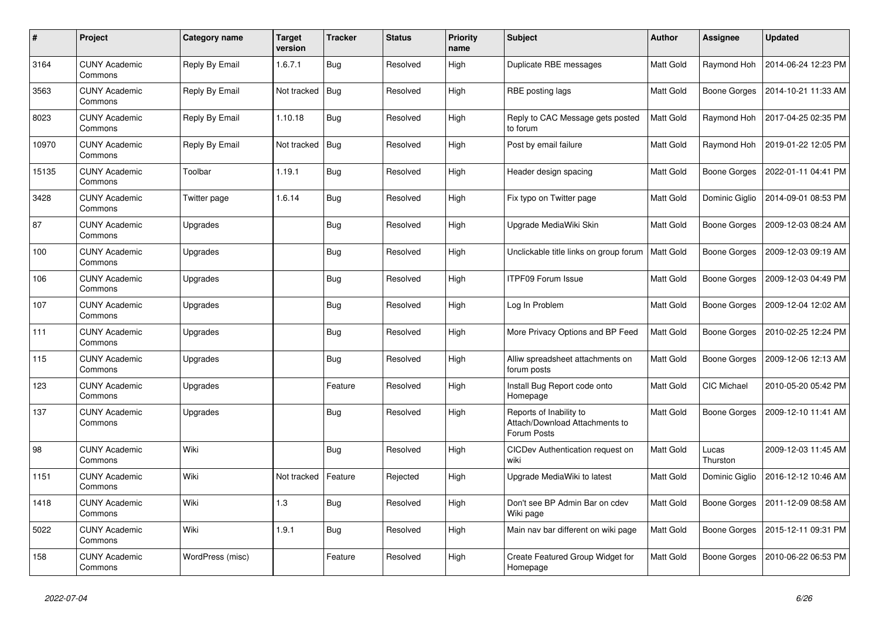| # | Project | Category name | Target version | Tracker | Status | Priority name | Subject | Author | Assignee | Updated |
|---|---|---|---|---|---|---|---|---|---|---|
| 3164 | CUNY Academic Commons | Reply By Email | 1.6.7.1 | Bug | Resolved | High | Duplicate RBE messages | Matt Gold | Raymond Hoh | 2014-06-24 12:23 PM |
| 3563 | CUNY Academic Commons | Reply By Email | Not tracked | Bug | Resolved | High | RBE posting lags | Matt Gold | Boone Gorges | 2014-10-21 11:33 AM |
| 8023 | CUNY Academic Commons | Reply By Email | 1.10.18 | Bug | Resolved | High | Reply to CAC Message gets posted to forum | Matt Gold | Raymond Hoh | 2017-04-25 02:35 PM |
| 10970 | CUNY Academic Commons | Reply By Email | Not tracked | Bug | Resolved | High | Post by email failure | Matt Gold | Raymond Hoh | 2019-01-22 12:05 PM |
| 15135 | CUNY Academic Commons | Toolbar | 1.19.1 | Bug | Resolved | High | Header design spacing | Matt Gold | Boone Gorges | 2022-01-11 04:41 PM |
| 3428 | CUNY Academic Commons | Twitter page | 1.6.14 | Bug | Resolved | High | Fix typo on Twitter page | Matt Gold | Dominic Giglio | 2014-09-01 08:53 PM |
| 87 | CUNY Academic Commons | Upgrades | | Bug | Resolved | High | Upgrade MediaWiki Skin | Matt Gold | Boone Gorges | 2009-12-03 08:24 AM |
| 100 | CUNY Academic Commons | Upgrades | | Bug | Resolved | High | Unclickable title links on group forum | Matt Gold | Boone Gorges | 2009-12-03 09:19 AM |
| 106 | CUNY Academic Commons | Upgrades | | Bug | Resolved | High | ITPF09 Forum Issue | Matt Gold | Boone Gorges | 2009-12-03 04:49 PM |
| 107 | CUNY Academic Commons | Upgrades | | Bug | Resolved | High | Log In Problem | Matt Gold | Boone Gorges | 2009-12-04 12:02 AM |
| 111 | CUNY Academic Commons | Upgrades | | Bug | Resolved | High | More Privacy Options and BP Feed | Matt Gold | Boone Gorges | 2010-02-25 12:24 PM |
| 115 | CUNY Academic Commons | Upgrades | | Bug | Resolved | High | Alliw spreadsheet attachments on forum posts | Matt Gold | Boone Gorges | 2009-12-06 12:13 AM |
| 123 | CUNY Academic Commons | Upgrades | | Feature | Resolved | High | Install Bug Report code onto Homepage | Matt Gold | CIC Michael | 2010-05-20 05:42 PM |
| 137 | CUNY Academic Commons | Upgrades | | Bug | Resolved | High | Reports of Inability to Attach/Download Attachments to Forum Posts | Matt Gold | Boone Gorges | 2009-12-10 11:41 AM |
| 98 | CUNY Academic Commons | Wiki | | Bug | Resolved | High | CICDev Authentication request on wiki | Matt Gold | Lucas Thurston | 2009-12-03 11:45 AM |
| 1151 | CUNY Academic Commons | Wiki | Not tracked | Feature | Rejected | High | Upgrade MediaWiki to latest | Matt Gold | Dominic Giglio | 2016-12-12 10:46 AM |
| 1418 | CUNY Academic Commons | Wiki | 1.3 | Bug | Resolved | High | Don't see BP Admin Bar on cdev Wiki page | Matt Gold | Boone Gorges | 2011-12-09 08:58 AM |
| 5022 | CUNY Academic Commons | Wiki | 1.9.1 | Bug | Resolved | High | Main nav bar different on wiki page | Matt Gold | Boone Gorges | 2015-12-11 09:31 PM |
| 158 | CUNY Academic Commons | WordPress (misc) | | Feature | Resolved | High | Create Featured Group Widget for Homepage | Matt Gold | Boone Gorges | 2010-06-22 06:53 PM |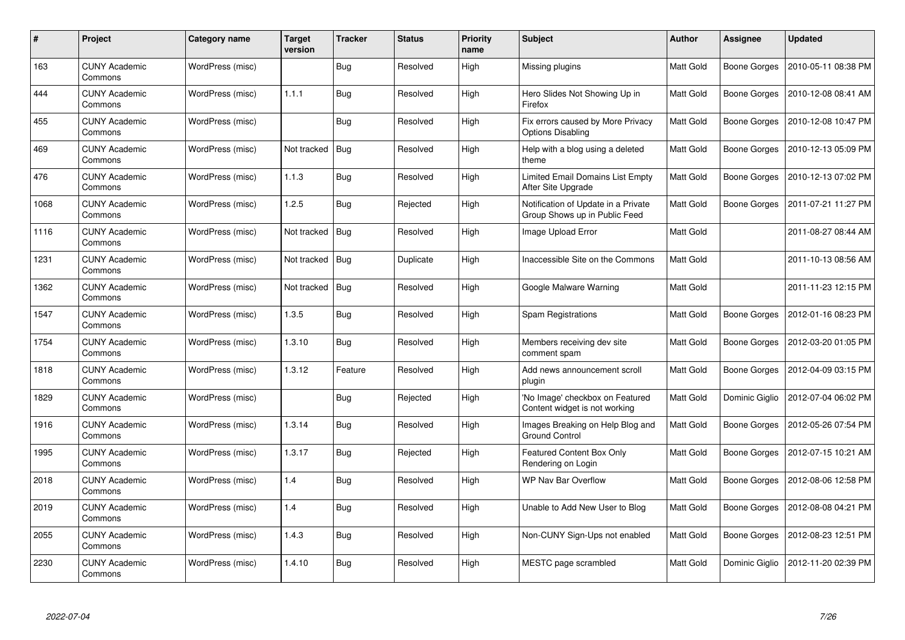| # | Project | Category name | Target version | Tracker | Status | Priority name | Subject | Author | Assignee | Updated |
|---|---|---|---|---|---|---|---|---|---|---|
| 163 | CUNY Academic Commons | WordPress (misc) | | Bug | Resolved | High | Missing plugins | Matt Gold | Boone Gorges | 2010-05-11 08:38 PM |
| 444 | CUNY Academic Commons | WordPress (misc) | 1.1.1 | Bug | Resolved | High | Hero Slides Not Showing Up in Firefox | Matt Gold | Boone Gorges | 2010-12-08 08:41 AM |
| 455 | CUNY Academic Commons | WordPress (misc) | | Bug | Resolved | High | Fix errors caused by More Privacy Options Disabling | Matt Gold | Boone Gorges | 2010-12-08 10:47 PM |
| 469 | CUNY Academic Commons | WordPress (misc) | Not tracked | Bug | Resolved | High | Help with a blog using a deleted theme | Matt Gold | Boone Gorges | 2010-12-13 05:09 PM |
| 476 | CUNY Academic Commons | WordPress (misc) | 1.1.3 | Bug | Resolved | High | Limited Email Domains List Empty After Site Upgrade | Matt Gold | Boone Gorges | 2010-12-13 07:02 PM |
| 1068 | CUNY Academic Commons | WordPress (misc) | 1.2.5 | Bug | Rejected | High | Notification of Update in a Private Group Shows up in Public Feed | Matt Gold | Boone Gorges | 2011-07-21 11:27 PM |
| 1116 | CUNY Academic Commons | WordPress (misc) | Not tracked | Bug | Resolved | High | Image Upload Error | Matt Gold | | 2011-08-27 08:44 AM |
| 1231 | CUNY Academic Commons | WordPress (misc) | Not tracked | Bug | Duplicate | High | Inaccessible Site on the Commons | Matt Gold | | 2011-10-13 08:56 AM |
| 1362 | CUNY Academic Commons | WordPress (misc) | Not tracked | Bug | Resolved | High | Google Malware Warning | Matt Gold | | 2011-11-23 12:15 PM |
| 1547 | CUNY Academic Commons | WordPress (misc) | 1.3.5 | Bug | Resolved | High | Spam Registrations | Matt Gold | Boone Gorges | 2012-01-16 08:23 PM |
| 1754 | CUNY Academic Commons | WordPress (misc) | 1.3.10 | Bug | Resolved | High | Members receiving dev site comment spam | Matt Gold | Boone Gorges | 2012-03-20 01:05 PM |
| 1818 | CUNY Academic Commons | WordPress (misc) | 1.3.12 | Feature | Resolved | High | Add news announcement scroll plugin | Matt Gold | Boone Gorges | 2012-04-09 03:15 PM |
| 1829 | CUNY Academic Commons | WordPress (misc) | | Bug | Rejected | High | 'No Image' checkbox on Featured Content widget is not working | Matt Gold | Dominic Giglio | 2012-07-04 06:02 PM |
| 1916 | CUNY Academic Commons | WordPress (misc) | 1.3.14 | Bug | Resolved | High | Images Breaking on Help Blog and Ground Control | Matt Gold | Boone Gorges | 2012-05-26 07:54 PM |
| 1995 | CUNY Academic Commons | WordPress (misc) | 1.3.17 | Bug | Rejected | High | Featured Content Box Only Rendering on Login | Matt Gold | Boone Gorges | 2012-07-15 10:21 AM |
| 2018 | CUNY Academic Commons | WordPress (misc) | 1.4 | Bug | Resolved | High | WP Nav Bar Overflow | Matt Gold | Boone Gorges | 2012-08-06 12:58 PM |
| 2019 | CUNY Academic Commons | WordPress (misc) | 1.4 | Bug | Resolved | High | Unable to Add New User to Blog | Matt Gold | Boone Gorges | 2012-08-08 04:21 PM |
| 2055 | CUNY Academic Commons | WordPress (misc) | 1.4.3 | Bug | Resolved | High | Non-CUNY Sign-Ups not enabled | Matt Gold | Boone Gorges | 2012-08-23 12:51 PM |
| 2230 | CUNY Academic Commons | WordPress (misc) | 1.4.10 | Bug | Resolved | High | MESTC page scrambled | Matt Gold | Dominic Giglio | 2012-11-20 02:39 PM |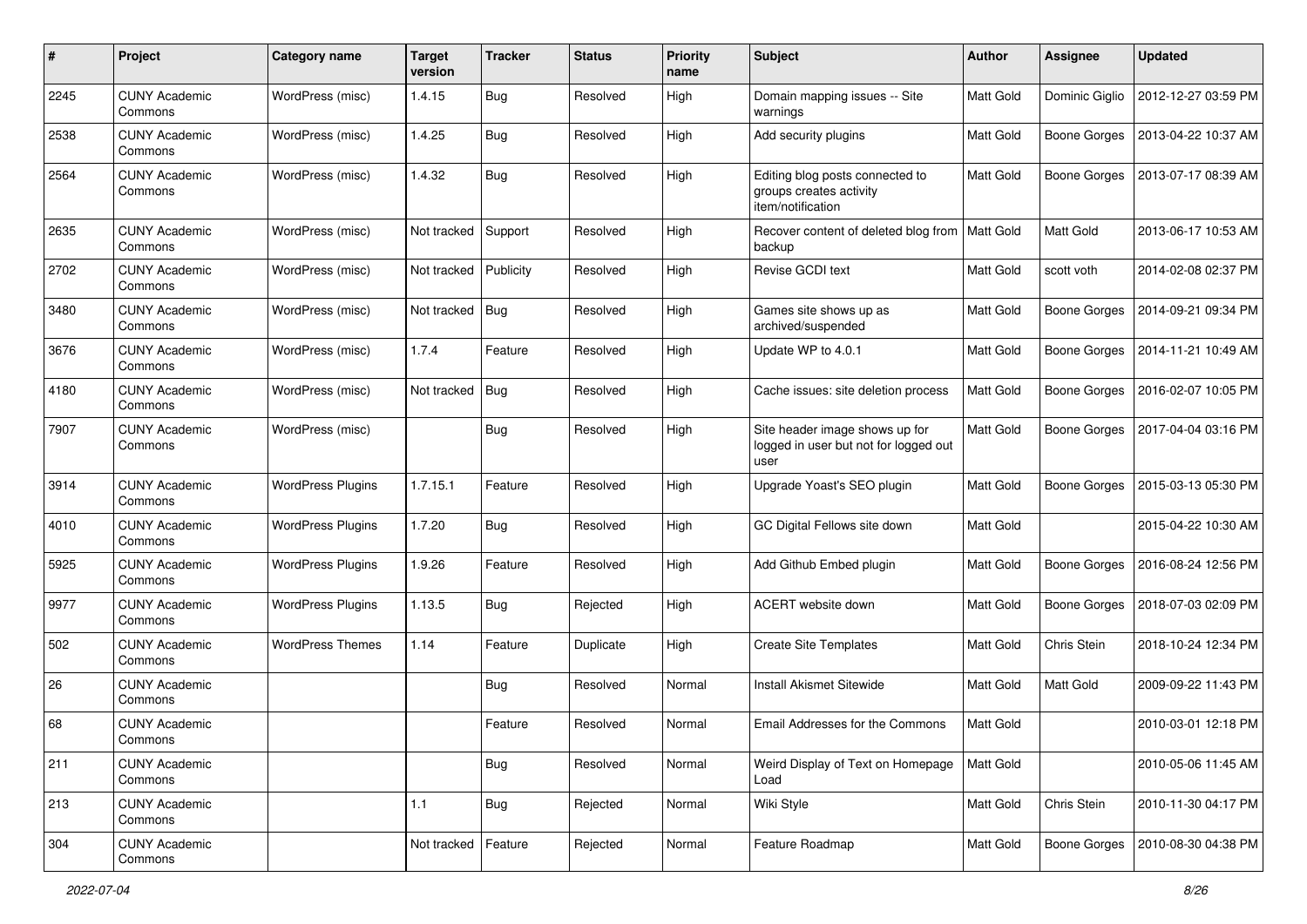| # | Project | Category name | Target version | Tracker | Status | Priority name | Subject | Author | Assignee | Updated |
|---|---|---|---|---|---|---|---|---|---|---|
| 2245 | CUNY Academic Commons | WordPress (misc) | 1.4.15 | Bug | Resolved | High | Domain mapping issues -- Site warnings | Matt Gold | Dominic Giglio | 2012-12-27 03:59 PM |
| 2538 | CUNY Academic Commons | WordPress (misc) | 1.4.25 | Bug | Resolved | High | Add security plugins | Matt Gold | Boone Gorges | 2013-04-22 10:37 AM |
| 2564 | CUNY Academic Commons | WordPress (misc) | 1.4.32 | Bug | Resolved | High | Editing blog posts connected to groups creates activity item/notification | Matt Gold | Boone Gorges | 2013-07-17 08:39 AM |
| 2635 | CUNY Academic Commons | WordPress (misc) | Not tracked | Support | Resolved | High | Recover content of deleted blog from backup | Matt Gold | Matt Gold | 2013-06-17 10:53 AM |
| 2702 | CUNY Academic Commons | WordPress (misc) | Not tracked | Publicity | Resolved | High | Revise GCDI text | Matt Gold | scott voth | 2014-02-08 02:37 PM |
| 3480 | CUNY Academic Commons | WordPress (misc) | Not tracked | Bug | Resolved | High | Games site shows up as archived/suspended | Matt Gold | Boone Gorges | 2014-09-21 09:34 PM |
| 3676 | CUNY Academic Commons | WordPress (misc) | 1.7.4 | Feature | Resolved | High | Update WP to 4.0.1 | Matt Gold | Boone Gorges | 2014-11-21 10:49 AM |
| 4180 | CUNY Academic Commons | WordPress (misc) | Not tracked | Bug | Resolved | High | Cache issues: site deletion process | Matt Gold | Boone Gorges | 2016-02-07 10:05 PM |
| 7907 | CUNY Academic Commons | WordPress (misc) | | Bug | Resolved | High | Site header image shows up for logged in user but not for logged out user | Matt Gold | Boone Gorges | 2017-04-04 03:16 PM |
| 3914 | CUNY Academic Commons | WordPress Plugins | 1.7.15.1 | Feature | Resolved | High | Upgrade Yoast's SEO plugin | Matt Gold | Boone Gorges | 2015-03-13 05:30 PM |
| 4010 | CUNY Academic Commons | WordPress Plugins | 1.7.20 | Bug | Resolved | High | GC Digital Fellows site down | Matt Gold | | 2015-04-22 10:30 AM |
| 5925 | CUNY Academic Commons | WordPress Plugins | 1.9.26 | Feature | Resolved | High | Add Github Embed plugin | Matt Gold | Boone Gorges | 2016-08-24 12:56 PM |
| 9977 | CUNY Academic Commons | WordPress Plugins | 1.13.5 | Bug | Rejected | High | ACERT website down | Matt Gold | Boone Gorges | 2018-07-03 02:09 PM |
| 502 | CUNY Academic Commons | WordPress Themes | 1.14 | Feature | Duplicate | High | Create Site Templates | Matt Gold | Chris Stein | 2018-10-24 12:34 PM |
| 26 | CUNY Academic Commons | | | Bug | Resolved | Normal | Install Akismet Sitewide | Matt Gold | Matt Gold | 2009-09-22 11:43 PM |
| 68 | CUNY Academic Commons | | | Feature | Resolved | Normal | Email Addresses for the Commons | Matt Gold | | 2010-03-01 12:18 PM |
| 211 | CUNY Academic Commons | | | Bug | Resolved | Normal | Weird Display of Text on Homepage Load | Matt Gold | | 2010-05-06 11:45 AM |
| 213 | CUNY Academic Commons | | 1.1 | Bug | Rejected | Normal | Wiki Style | Matt Gold | Chris Stein | 2010-11-30 04:17 PM |
| 304 | CUNY Academic Commons | | Not tracked | Feature | Rejected | Normal | Feature Roadmap | Matt Gold | Boone Gorges | 2010-08-30 04:38 PM |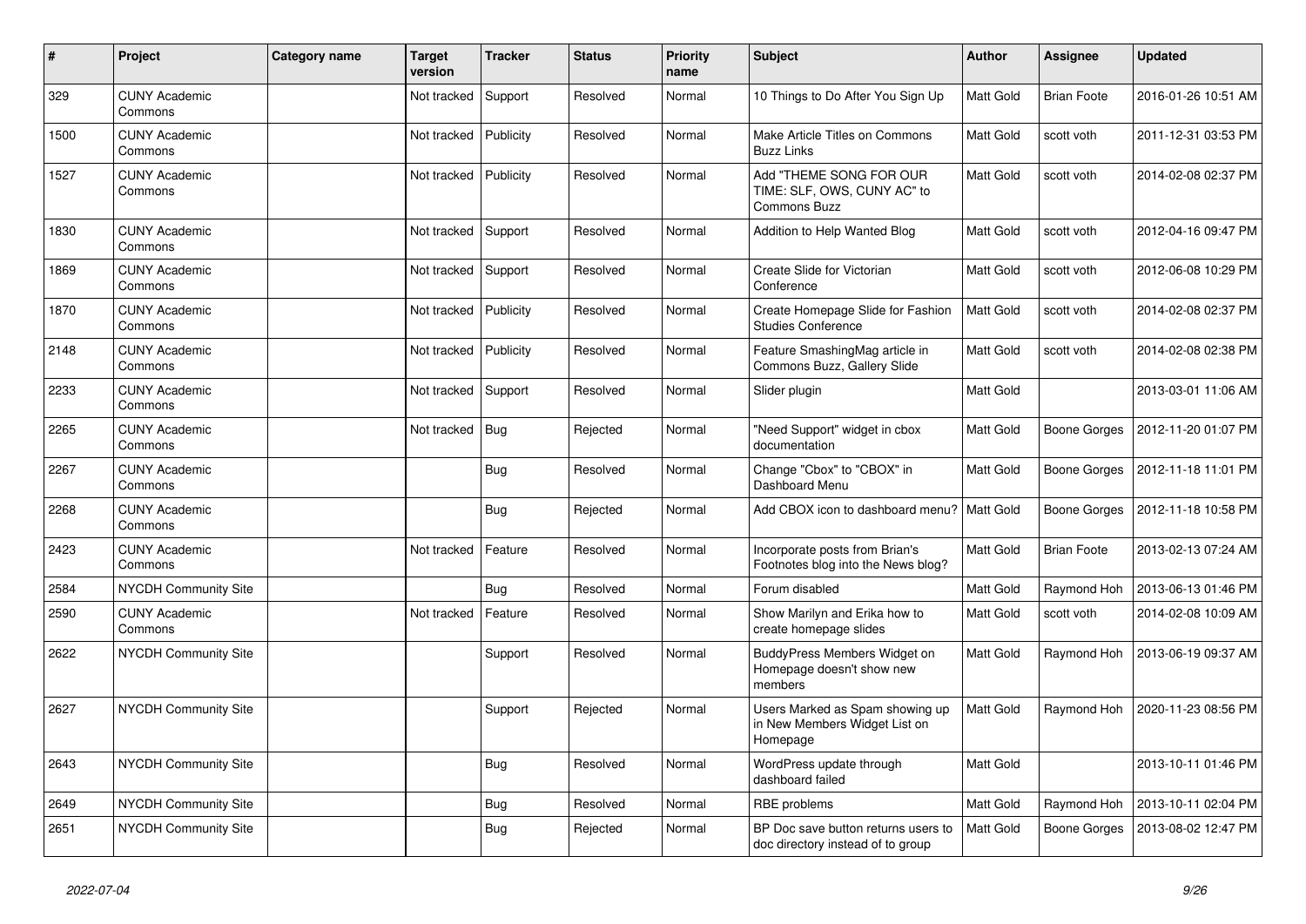| # | Project | Category name | Target version | Tracker | Status | Priority name | Subject | Author | Assignee | Updated |
|---|---|---|---|---|---|---|---|---|---|---|
| 329 | CUNY Academic Commons | | Not tracked | Support | Resolved | Normal | 10 Things to Do After You Sign Up | Matt Gold | Brian Foote | 2016-01-26 10:51 AM |
| 1500 | CUNY Academic Commons | | Not tracked | Publicity | Resolved | Normal | Make Article Titles on Commons Buzz Links | Matt Gold | scott voth | 2011-12-31 03:53 PM |
| 1527 | CUNY Academic Commons | | Not tracked | Publicity | Resolved | Normal | Add "THEME SONG FOR OUR TIME: SLF, OWS, CUNY AC" to Commons Buzz | Matt Gold | scott voth | 2014-02-08 02:37 PM |
| 1830 | CUNY Academic Commons | | Not tracked | Support | Resolved | Normal | Addition to Help Wanted Blog | Matt Gold | scott voth | 2012-04-16 09:47 PM |
| 1869 | CUNY Academic Commons | | Not tracked | Support | Resolved | Normal | Create Slide for Victorian Conference | Matt Gold | scott voth | 2012-06-08 10:29 PM |
| 1870 | CUNY Academic Commons | | Not tracked | Publicity | Resolved | Normal | Create Homepage Slide for Fashion Studies Conference | Matt Gold | scott voth | 2014-02-08 02:37 PM |
| 2148 | CUNY Academic Commons | | Not tracked | Publicity | Resolved | Normal | Feature SmashingMag article in Commons Buzz, Gallery Slide | Matt Gold | scott voth | 2014-02-08 02:38 PM |
| 2233 | CUNY Academic Commons | | Not tracked | Support | Resolved | Normal | Slider plugin | Matt Gold | | 2013-03-01 11:06 AM |
| 2265 | CUNY Academic Commons | | Not tracked | Bug | Rejected | Normal | "Need Support" widget in cbox documentation | Matt Gold | Boone Gorges | 2012-11-20 01:07 PM |
| 2267 | CUNY Academic Commons | | | Bug | Resolved | Normal | Change "Cbox" to "CBOX" in Dashboard Menu | Matt Gold | Boone Gorges | 2012-11-18 11:01 PM |
| 2268 | CUNY Academic Commons | | | Bug | Rejected | Normal | Add CBOX icon to dashboard menu? | Matt Gold | Boone Gorges | 2012-11-18 10:58 PM |
| 2423 | CUNY Academic Commons | | Not tracked | Feature | Resolved | Normal | Incorporate posts from Brian's Footnotes blog into the News blog? | Matt Gold | Brian Foote | 2013-02-13 07:24 AM |
| 2584 | NYCDH Community Site | | | Bug | Resolved | Normal | Forum disabled | Matt Gold | Raymond Hoh | 2013-06-13 01:46 PM |
| 2590 | CUNY Academic Commons | | Not tracked | Feature | Resolved | Normal | Show Marilyn and Erika how to create homepage slides | Matt Gold | scott voth | 2014-02-08 10:09 AM |
| 2622 | NYCDH Community Site | | | Support | Resolved | Normal | BuddyPress Members Widget on Homepage doesn't show new members | Matt Gold | Raymond Hoh | 2013-06-19 09:37 AM |
| 2627 | NYCDH Community Site | | | Support | Rejected | Normal | Users Marked as Spam showing up in New Members Widget List on Homepage | Matt Gold | Raymond Hoh | 2020-11-23 08:56 PM |
| 2643 | NYCDH Community Site | | | Bug | Resolved | Normal | WordPress update through dashboard failed | Matt Gold | | 2013-10-11 01:46 PM |
| 2649 | NYCDH Community Site | | | Bug | Resolved | Normal | RBE problems | Matt Gold | Raymond Hoh | 2013-10-11 02:04 PM |
| 2651 | NYCDH Community Site | | | Bug | Rejected | Normal | BP Doc save button returns users to doc directory instead of to group | Matt Gold | Boone Gorges | 2013-08-02 12:47 PM |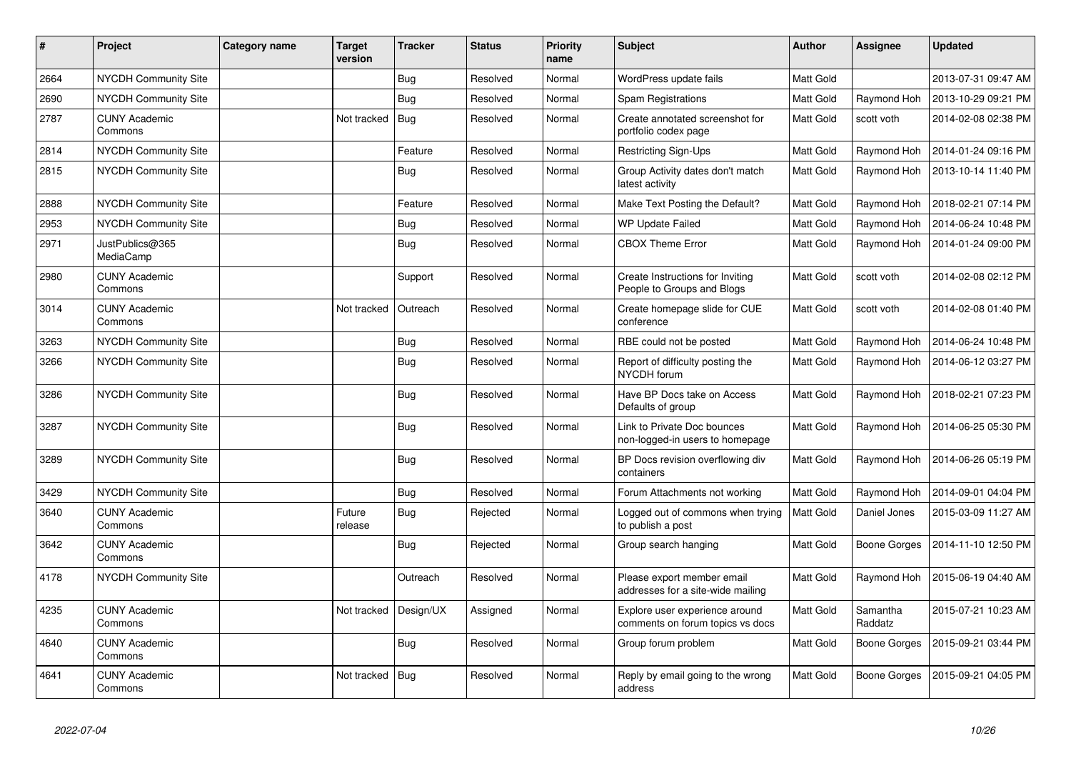| # | Project | Category name | Target version | Tracker | Status | Priority name | Subject | Author | Assignee | Updated |
|---|---|---|---|---|---|---|---|---|---|---|
| 2664 | NYCDH Community Site | | | Bug | Resolved | Normal | WordPress update fails | Matt Gold | | 2013-07-31 09:47 AM |
| 2690 | NYCDH Community Site | | | Bug | Resolved | Normal | Spam Registrations | Matt Gold | Raymond Hoh | 2013-10-29 09:21 PM |
| 2787 | CUNY Academic Commons | | Not tracked | Bug | Resolved | Normal | Create annotated screenshot for portfolio codex page | Matt Gold | scott voth | 2014-02-08 02:38 PM |
| 2814 | NYCDH Community Site | | | Feature | Resolved | Normal | Restricting Sign-Ups | Matt Gold | Raymond Hoh | 2014-01-24 09:16 PM |
| 2815 | NYCDH Community Site | | | Bug | Resolved | Normal | Group Activity dates don't match latest activity | Matt Gold | Raymond Hoh | 2013-10-14 11:40 PM |
| 2888 | NYCDH Community Site | | | Feature | Resolved | Normal | Make Text Posting the Default? | Matt Gold | Raymond Hoh | 2018-02-21 07:14 PM |
| 2953 | NYCDH Community Site | | | Bug | Resolved | Normal | WP Update Failed | Matt Gold | Raymond Hoh | 2014-06-24 10:48 PM |
| 2971 | JustPublics@365 MediaCamp | | | Bug | Resolved | Normal | CBOX Theme Error | Matt Gold | Raymond Hoh | 2014-01-24 09:00 PM |
| 2980 | CUNY Academic Commons | | | Support | Resolved | Normal | Create Instructions for Inviting People to Groups and Blogs | Matt Gold | scott voth | 2014-02-08 02:12 PM |
| 3014 | CUNY Academic Commons | | Not tracked | Outreach | Resolved | Normal | Create homepage slide for CUE conference | Matt Gold | scott voth | 2014-02-08 01:40 PM |
| 3263 | NYCDH Community Site | | | Bug | Resolved | Normal | RBE could not be posted | Matt Gold | Raymond Hoh | 2014-06-24 10:48 PM |
| 3266 | NYCDH Community Site | | | Bug | Resolved | Normal | Report of difficulty posting the NYCDH forum | Matt Gold | Raymond Hoh | 2014-06-12 03:27 PM |
| 3286 | NYCDH Community Site | | | Bug | Resolved | Normal | Have BP Docs take on Access Defaults of group | Matt Gold | Raymond Hoh | 2018-02-21 07:23 PM |
| 3287 | NYCDH Community Site | | | Bug | Resolved | Normal | Link to Private Doc bounces non-logged-in users to homepage | Matt Gold | Raymond Hoh | 2014-06-25 05:30 PM |
| 3289 | NYCDH Community Site | | | Bug | Resolved | Normal | BP Docs revision overflowing div containers | Matt Gold | Raymond Hoh | 2014-06-26 05:19 PM |
| 3429 | NYCDH Community Site | | | Bug | Resolved | Normal | Forum Attachments not working | Matt Gold | Raymond Hoh | 2014-09-01 04:04 PM |
| 3640 | CUNY Academic Commons | | Future release | Bug | Rejected | Normal | Logged out of commons when trying to publish a post | Matt Gold | Daniel Jones | 2015-03-09 11:27 AM |
| 3642 | CUNY Academic Commons | | | Bug | Rejected | Normal | Group search hanging | Matt Gold | Boone Gorges | 2014-11-10 12:50 PM |
| 4178 | NYCDH Community Site | | | Outreach | Resolved | Normal | Please export member email addresses for a site-wide mailing | Matt Gold | Raymond Hoh | 2015-06-19 04:40 AM |
| 4235 | CUNY Academic Commons | | Not tracked | Design/UX | Assigned | Normal | Explore user experience around comments on forum topics vs docs | Matt Gold | Samantha Raddatz | 2015-07-21 10:23 AM |
| 4640 | CUNY Academic Commons | | | Bug | Resolved | Normal | Group forum problem | Matt Gold | Boone Gorges | 2015-09-21 03:44 PM |
| 4641 | CUNY Academic Commons | | Not tracked | Bug | Resolved | Normal | Reply by email going to the wrong address | Matt Gold | Boone Gorges | 2015-09-21 04:05 PM |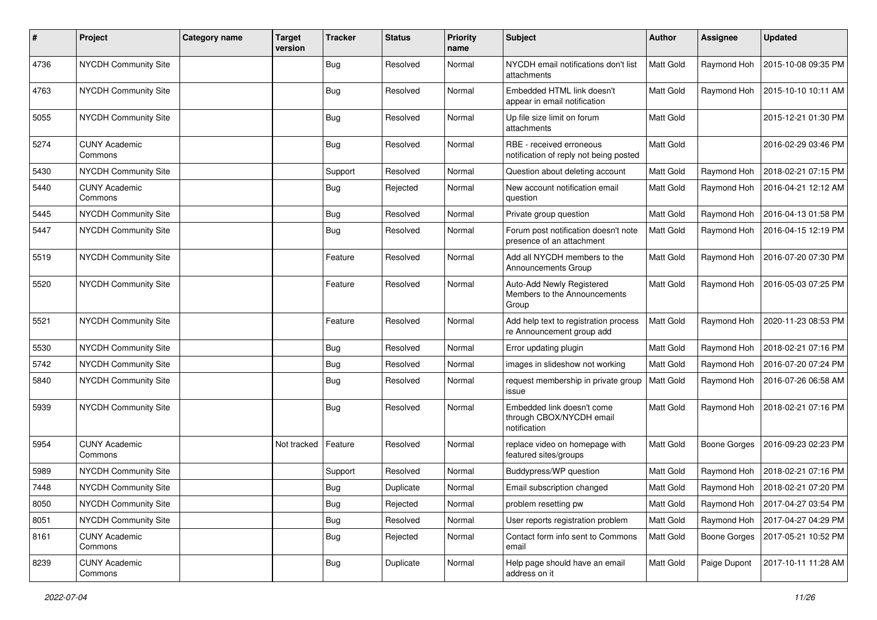| # | Project | Category name | Target version | Tracker | Status | Priority name | Subject | Author | Assignee | Updated |
|---|---|---|---|---|---|---|---|---|---|---|
| 4736 | NYCDH Community Site | | | Bug | Resolved | Normal | NYCDH email notifications don't list attachments | Matt Gold | Raymond Hoh | 2015-10-08 09:35 PM |
| 4763 | NYCDH Community Site | | | Bug | Resolved | Normal | Embedded HTML link doesn't appear in email notification | Matt Gold | Raymond Hoh | 2015-10-10 10:11 AM |
| 5055 | NYCDH Community Site | | | Bug | Resolved | Normal | Up file size limit on forum attachments | Matt Gold | | 2015-12-21 01:30 PM |
| 5274 | CUNY Academic Commons | | | Bug | Resolved | Normal | RBE - received erroneous notification of reply not being posted | Matt Gold | | 2016-02-29 03:46 PM |
| 5430 | NYCDH Community Site | | | Support | Resolved | Normal | Question about deleting account | Matt Gold | Raymond Hoh | 2018-02-21 07:15 PM |
| 5440 | CUNY Academic Commons | | | Bug | Rejected | Normal | New account notification email question | Matt Gold | Raymond Hoh | 2016-04-21 12:12 AM |
| 5445 | NYCDH Community Site | | | Bug | Resolved | Normal | Private group question | Matt Gold | Raymond Hoh | 2016-04-13 01:58 PM |
| 5447 | NYCDH Community Site | | | Bug | Resolved | Normal | Forum post notification doesn't note presence of an attachment | Matt Gold | Raymond Hoh | 2016-04-15 12:19 PM |
| 5519 | NYCDH Community Site | | | Feature | Resolved | Normal | Add all NYCDH members to the Announcements Group | Matt Gold | Raymond Hoh | 2016-07-20 07:30 PM |
| 5520 | NYCDH Community Site | | | Feature | Resolved | Normal | Auto-Add Newly Registered Members to the Announcements Group | Matt Gold | Raymond Hoh | 2016-05-03 07:25 PM |
| 5521 | NYCDH Community Site | | | Feature | Resolved | Normal | Add help text to registration process re Announcement group add | Matt Gold | Raymond Hoh | 2020-11-23 08:53 PM |
| 5530 | NYCDH Community Site | | | Bug | Resolved | Normal | Error updating plugin | Matt Gold | Raymond Hoh | 2018-02-21 07:16 PM |
| 5742 | NYCDH Community Site | | | Bug | Resolved | Normal | images in slideshow not working | Matt Gold | Raymond Hoh | 2016-07-20 07:24 PM |
| 5840 | NYCDH Community Site | | | Bug | Resolved | Normal | request membership in private group issue | Matt Gold | Raymond Hoh | 2016-07-26 06:58 AM |
| 5939 | NYCDH Community Site | | | Bug | Resolved | Normal | Embedded link doesn't come through CBOX/NYCDH email notification | Matt Gold | Raymond Hoh | 2018-02-21 07:16 PM |
| 5954 | CUNY Academic Commons | | Not tracked | Feature | Resolved | Normal | replace video on homepage with featured sites/groups | Matt Gold | Boone Gorges | 2016-09-23 02:23 PM |
| 5989 | NYCDH Community Site | | | Support | Resolved | Normal | Buddypress/WP question | Matt Gold | Raymond Hoh | 2018-02-21 07:16 PM |
| 7448 | NYCDH Community Site | | | Bug | Duplicate | Normal | Email subscription changed | Matt Gold | Raymond Hoh | 2018-02-21 07:20 PM |
| 8050 | NYCDH Community Site | | | Bug | Rejected | Normal | problem resetting pw | Matt Gold | Raymond Hoh | 2017-04-27 03:54 PM |
| 8051 | NYCDH Community Site | | | Bug | Resolved | Normal | User reports registration problem | Matt Gold | Raymond Hoh | 2017-04-27 04:29 PM |
| 8161 | CUNY Academic Commons | | | Bug | Rejected | Normal | Contact form info sent to Commons email | Matt Gold | Boone Gorges | 2017-05-21 10:52 PM |
| 8239 | CUNY Academic Commons | | | Bug | Duplicate | Normal | Help page should have an email address on it | Matt Gold | Paige Dupont | 2017-10-11 11:28 AM |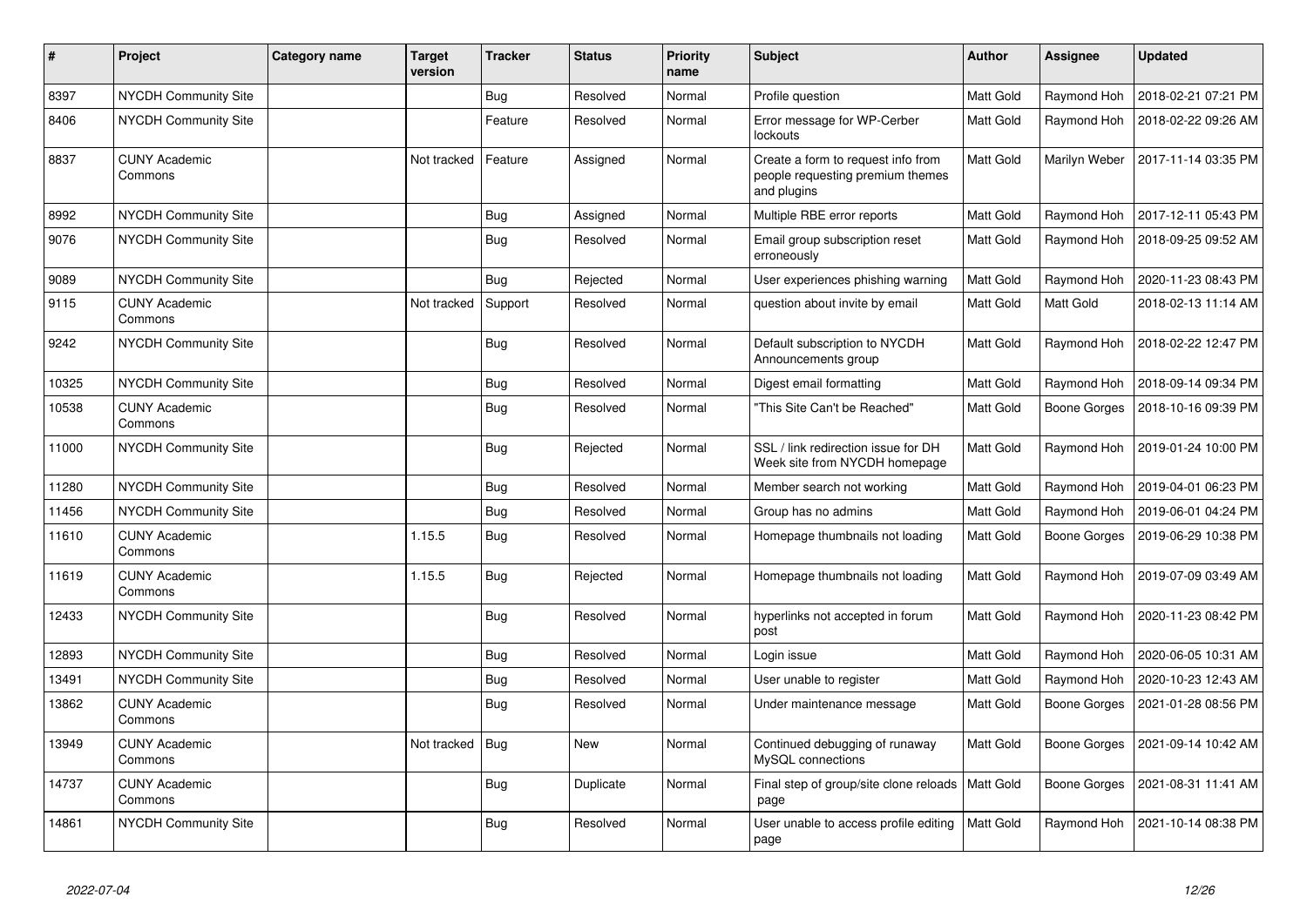| # | Project | Category name | Target version | Tracker | Status | Priority name | Subject | Author | Assignee | Updated |
|---|---|---|---|---|---|---|---|---|---|---|
| 8397 | NYCDH Community Site | | | Bug | Resolved | Normal | Profile question | Matt Gold | Raymond Hoh | 2018-02-21 07:21 PM |
| 8406 | NYCDH Community Site | | | Feature | Resolved | Normal | Error message for WP-Cerber lockouts | Matt Gold | Raymond Hoh | 2018-02-22 09:26 AM |
| 8837 | CUNY Academic Commons | | Not tracked | Feature | Assigned | Normal | Create a form to request info from people requesting premium themes and plugins | Matt Gold | Marilyn Weber | 2017-11-14 03:35 PM |
| 8992 | NYCDH Community Site | | | Bug | Assigned | Normal | Multiple RBE error reports | Matt Gold | Raymond Hoh | 2017-12-11 05:43 PM |
| 9076 | NYCDH Community Site | | | Bug | Resolved | Normal | Email group subscription reset erroneously | Matt Gold | Raymond Hoh | 2018-09-25 09:52 AM |
| 9089 | NYCDH Community Site | | | Bug | Rejected | Normal | User experiences phishing warning | Matt Gold | Raymond Hoh | 2020-11-23 08:43 PM |
| 9115 | CUNY Academic Commons | | Not tracked | Support | Resolved | Normal | question about invite by email | Matt Gold | Matt Gold | 2018-02-13 11:14 AM |
| 9242 | NYCDH Community Site | | | Bug | Resolved | Normal | Default subscription to NYCDH Announcements group | Matt Gold | Raymond Hoh | 2018-02-22 12:47 PM |
| 10325 | NYCDH Community Site | | | Bug | Resolved | Normal | Digest email formatting | Matt Gold | Raymond Hoh | 2018-09-14 09:34 PM |
| 10538 | CUNY Academic Commons | | | Bug | Resolved | Normal | "This Site Can't be Reached" | Matt Gold | Boone Gorges | 2018-10-16 09:39 PM |
| 11000 | NYCDH Community Site | | | Bug | Rejected | Normal | SSL / link redirection issue for DH Week site from NYCDH homepage | Matt Gold | Raymond Hoh | 2019-01-24 10:00 PM |
| 11280 | NYCDH Community Site | | | Bug | Resolved | Normal | Member search not working | Matt Gold | Raymond Hoh | 2019-04-01 06:23 PM |
| 11456 | NYCDH Community Site | | | Bug | Resolved | Normal | Group has no admins | Matt Gold | Raymond Hoh | 2019-06-01 04:24 PM |
| 11610 | CUNY Academic Commons | | 1.15.5 | Bug | Resolved | Normal | Homepage thumbnails not loading | Matt Gold | Boone Gorges | 2019-06-29 10:38 PM |
| 11619 | CUNY Academic Commons | | 1.15.5 | Bug | Rejected | Normal | Homepage thumbnails not loading | Matt Gold | Raymond Hoh | 2019-07-09 03:49 AM |
| 12433 | NYCDH Community Site | | | Bug | Resolved | Normal | hyperlinks not accepted in forum post | Matt Gold | Raymond Hoh | 2020-11-23 08:42 PM |
| 12893 | NYCDH Community Site | | | Bug | Resolved | Normal | Login issue | Matt Gold | Raymond Hoh | 2020-06-05 10:31 AM |
| 13491 | NYCDH Community Site | | | Bug | Resolved | Normal | User unable to register | Matt Gold | Raymond Hoh | 2020-10-23 12:43 AM |
| 13862 | CUNY Academic Commons | | | Bug | Resolved | Normal | Under maintenance message | Matt Gold | Boone Gorges | 2021-01-28 08:56 PM |
| 13949 | CUNY Academic Commons | | Not tracked | Bug | New | Normal | Continued debugging of runaway MySQL connections | Matt Gold | Boone Gorges | 2021-09-14 10:42 AM |
| 14737 | CUNY Academic Commons | | | Bug | Duplicate | Normal | Final step of group/site clone reloads page | Matt Gold | Boone Gorges | 2021-08-31 11:41 AM |
| 14861 | NYCDH Community Site | | | Bug | Resolved | Normal | User unable to access profile editing page | Matt Gold | Raymond Hoh | 2021-10-14 08:38 PM |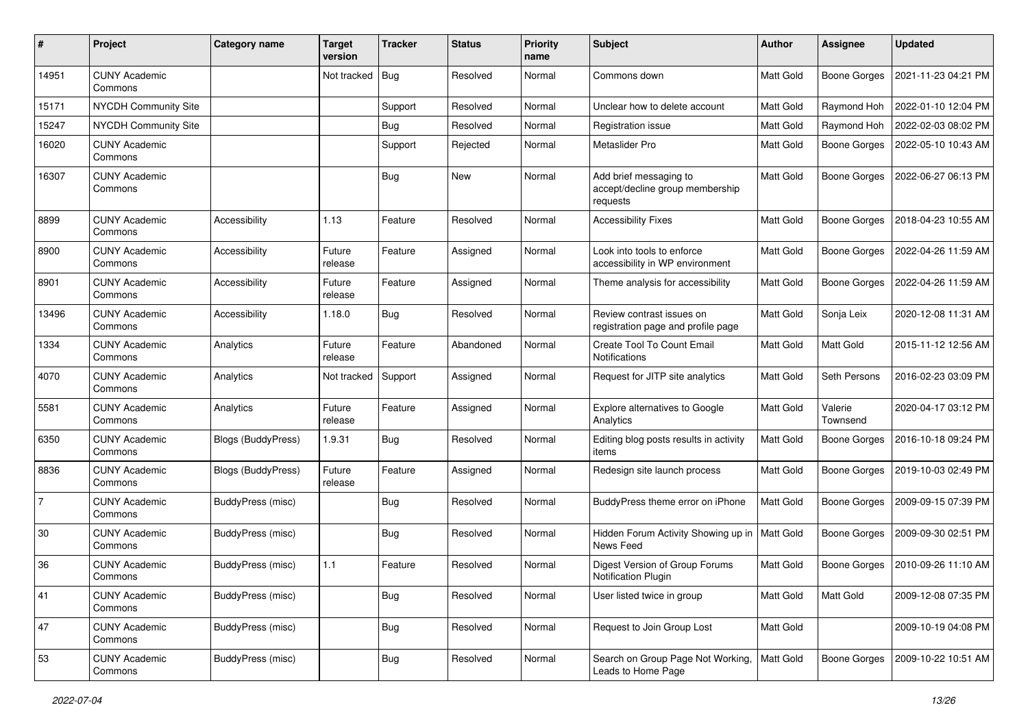| # | Project | Category name | Target version | Tracker | Status | Priority name | Subject | Author | Assignee | Updated |
|---|---|---|---|---|---|---|---|---|---|---|
| 14951 | CUNY Academic Commons | | Not tracked | Bug | Resolved | Normal | Commons down | Matt Gold | Boone Gorges | 2021-11-23 04:21 PM |
| 15171 | NYCDH Community Site | | | Support | Resolved | Normal | Unclear how to delete account | Matt Gold | Raymond Hoh | 2022-01-10 12:04 PM |
| 15247 | NYCDH Community Site | | | Bug | Resolved | Normal | Registration issue | Matt Gold | Raymond Hoh | 2022-02-03 08:02 PM |
| 16020 | CUNY Academic Commons | | | Support | Rejected | Normal | Metaslider Pro | Matt Gold | Boone Gorges | 2022-05-10 10:43 AM |
| 16307 | CUNY Academic Commons | | | Bug | New | Normal | Add brief messaging to accept/decline group membership requests | Matt Gold | Boone Gorges | 2022-06-27 06:13 PM |
| 8899 | CUNY Academic Commons | Accessibility | 1.13 | Feature | Resolved | Normal | Accessibility Fixes | Matt Gold | Boone Gorges | 2018-04-23 10:55 AM |
| 8900 | CUNY Academic Commons | Accessibility | Future release | Feature | Assigned | Normal | Look into tools to enforce accessibility in WP environment | Matt Gold | Boone Gorges | 2022-04-26 11:59 AM |
| 8901 | CUNY Academic Commons | Accessibility | Future release | Feature | Assigned | Normal | Theme analysis for accessibility | Matt Gold | Boone Gorges | 2022-04-26 11:59 AM |
| 13496 | CUNY Academic Commons | Accessibility | 1.18.0 | Bug | Resolved | Normal | Review contrast issues on registration page and profile page | Matt Gold | Sonja Leix | 2020-12-08 11:31 AM |
| 1334 | CUNY Academic Commons | Analytics | Future release | Feature | Abandoned | Normal | Create Tool To Count Email Notifications | Matt Gold | Matt Gold | 2015-11-12 12:56 AM |
| 4070 | CUNY Academic Commons | Analytics | Not tracked | Support | Assigned | Normal | Request for JITP site analytics | Matt Gold | Seth Persons | 2016-02-23 03:09 PM |
| 5581 | CUNY Academic Commons | Analytics | Future release | Feature | Assigned | Normal | Explore alternatives to Google Analytics | Matt Gold | Valerie Townsend | 2020-04-17 03:12 PM |
| 6350 | CUNY Academic Commons | Blogs (BuddyPress) | 1.9.31 | Bug | Resolved | Normal | Editing blog posts results in activity items | Matt Gold | Boone Gorges | 2016-10-18 09:24 PM |
| 8836 | CUNY Academic Commons | Blogs (BuddyPress) | Future release | Feature | Assigned | Normal | Redesign site launch process | Matt Gold | Boone Gorges | 2019-10-03 02:49 PM |
| 7 | CUNY Academic Commons | BuddyPress (misc) | | Bug | Resolved | Normal | BuddyPress theme error on iPhone | Matt Gold | Boone Gorges | 2009-09-15 07:39 PM |
| 30 | CUNY Academic Commons | BuddyPress (misc) | | Bug | Resolved | Normal | Hidden Forum Activity Showing up in News Feed | Matt Gold | Boone Gorges | 2009-09-30 02:51 PM |
| 36 | CUNY Academic Commons | BuddyPress (misc) | 1.1 | Feature | Resolved | Normal | Digest Version of Group Forums Notification Plugin | Matt Gold | Boone Gorges | 2010-09-26 11:10 AM |
| 41 | CUNY Academic Commons | BuddyPress (misc) | | Bug | Resolved | Normal | User listed twice in group | Matt Gold | Matt Gold | 2009-12-08 07:35 PM |
| 47 | CUNY Academic Commons | BuddyPress (misc) | | Bug | Resolved | Normal | Request to Join Group Lost | Matt Gold | | 2009-10-19 04:08 PM |
| 53 | CUNY Academic Commons | BuddyPress (misc) | | Bug | Resolved | Normal | Search on Group Page Not Working, Leads to Home Page | Matt Gold | Boone Gorges | 2009-10-22 10:51 AM |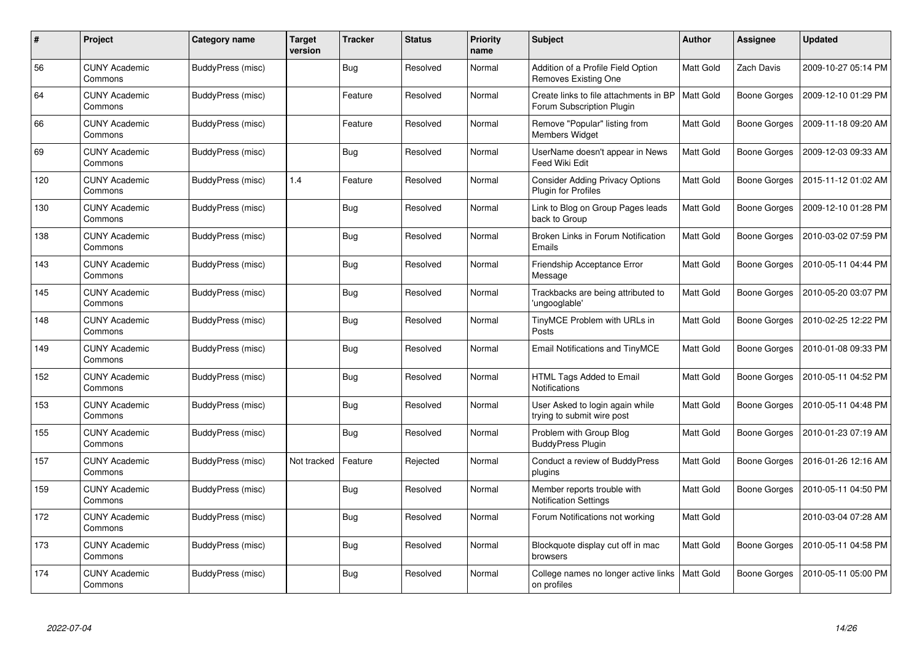| # | Project | Category name | Target version | Tracker | Status | Priority name | Subject | Author | Assignee | Updated |
|---|---|---|---|---|---|---|---|---|---|---|
| 56 | CUNY Academic Commons | BuddyPress (misc) | | Bug | Resolved | Normal | Addition of a Profile Field Option Removes Existing One | Matt Gold | Zach Davis | 2009-10-27 05:14 PM |
| 64 | CUNY Academic Commons | BuddyPress (misc) | | Feature | Resolved | Normal | Create links to file attachments in BP Forum Subscription Plugin | Matt Gold | Boone Gorges | 2009-12-10 01:29 PM |
| 66 | CUNY Academic Commons | BuddyPress (misc) | | Feature | Resolved | Normal | Remove "Popular" listing from Members Widget | Matt Gold | Boone Gorges | 2009-11-18 09:20 AM |
| 69 | CUNY Academic Commons | BuddyPress (misc) | | Bug | Resolved | Normal | UserName doesn't appear in News Feed Wiki Edit | Matt Gold | Boone Gorges | 2009-12-03 09:33 AM |
| 120 | CUNY Academic Commons | BuddyPress (misc) | 1.4 | Feature | Resolved | Normal | Consider Adding Privacy Options Plugin for Profiles | Matt Gold | Boone Gorges | 2015-11-12 01:02 AM |
| 130 | CUNY Academic Commons | BuddyPress (misc) | | Bug | Resolved | Normal | Link to Blog on Group Pages leads back to Group | Matt Gold | Boone Gorges | 2009-12-10 01:28 PM |
| 138 | CUNY Academic Commons | BuddyPress (misc) | | Bug | Resolved | Normal | Broken Links in Forum Notification Emails | Matt Gold | Boone Gorges | 2010-03-02 07:59 PM |
| 143 | CUNY Academic Commons | BuddyPress (misc) | | Bug | Resolved | Normal | Friendship Acceptance Error Message | Matt Gold | Boone Gorges | 2010-05-11 04:44 PM |
| 145 | CUNY Academic Commons | BuddyPress (misc) | | Bug | Resolved | Normal | Trackbacks are being attributed to 'ungooglable' | Matt Gold | Boone Gorges | 2010-05-20 03:07 PM |
| 148 | CUNY Academic Commons | BuddyPress (misc) | | Bug | Resolved | Normal | TinyMCE Problem with URLs in Posts | Matt Gold | Boone Gorges | 2010-02-25 12:22 PM |
| 149 | CUNY Academic Commons | BuddyPress (misc) | | Bug | Resolved | Normal | Email Notifications and TinyMCE | Matt Gold | Boone Gorges | 2010-01-08 09:33 PM |
| 152 | CUNY Academic Commons | BuddyPress (misc) | | Bug | Resolved | Normal | HTML Tags Added to Email Notifications | Matt Gold | Boone Gorges | 2010-05-11 04:52 PM |
| 153 | CUNY Academic Commons | BuddyPress (misc) | | Bug | Resolved | Normal | User Asked to login again while trying to submit wire post | Matt Gold | Boone Gorges | 2010-05-11 04:48 PM |
| 155 | CUNY Academic Commons | BuddyPress (misc) | | Bug | Resolved | Normal | Problem with Group Blog BuddyPress Plugin | Matt Gold | Boone Gorges | 2010-01-23 07:19 AM |
| 157 | CUNY Academic Commons | BuddyPress (misc) | Not tracked | Feature | Rejected | Normal | Conduct a review of BuddyPress plugins | Matt Gold | Boone Gorges | 2016-01-26 12:16 AM |
| 159 | CUNY Academic Commons | BuddyPress (misc) | | Bug | Resolved | Normal | Member reports trouble with Notification Settings | Matt Gold | Boone Gorges | 2010-05-11 04:50 PM |
| 172 | CUNY Academic Commons | BuddyPress (misc) | | Bug | Resolved | Normal | Forum Notifications not working | Matt Gold | | 2010-03-04 07:28 AM |
| 173 | CUNY Academic Commons | BuddyPress (misc) | | Bug | Resolved | Normal | Blockquote display cut off in mac browsers | Matt Gold | Boone Gorges | 2010-05-11 04:58 PM |
| 174 | CUNY Academic Commons | BuddyPress (misc) | | Bug | Resolved | Normal | College names no longer active links on profiles | Matt Gold | Boone Gorges | 2010-05-11 05:00 PM |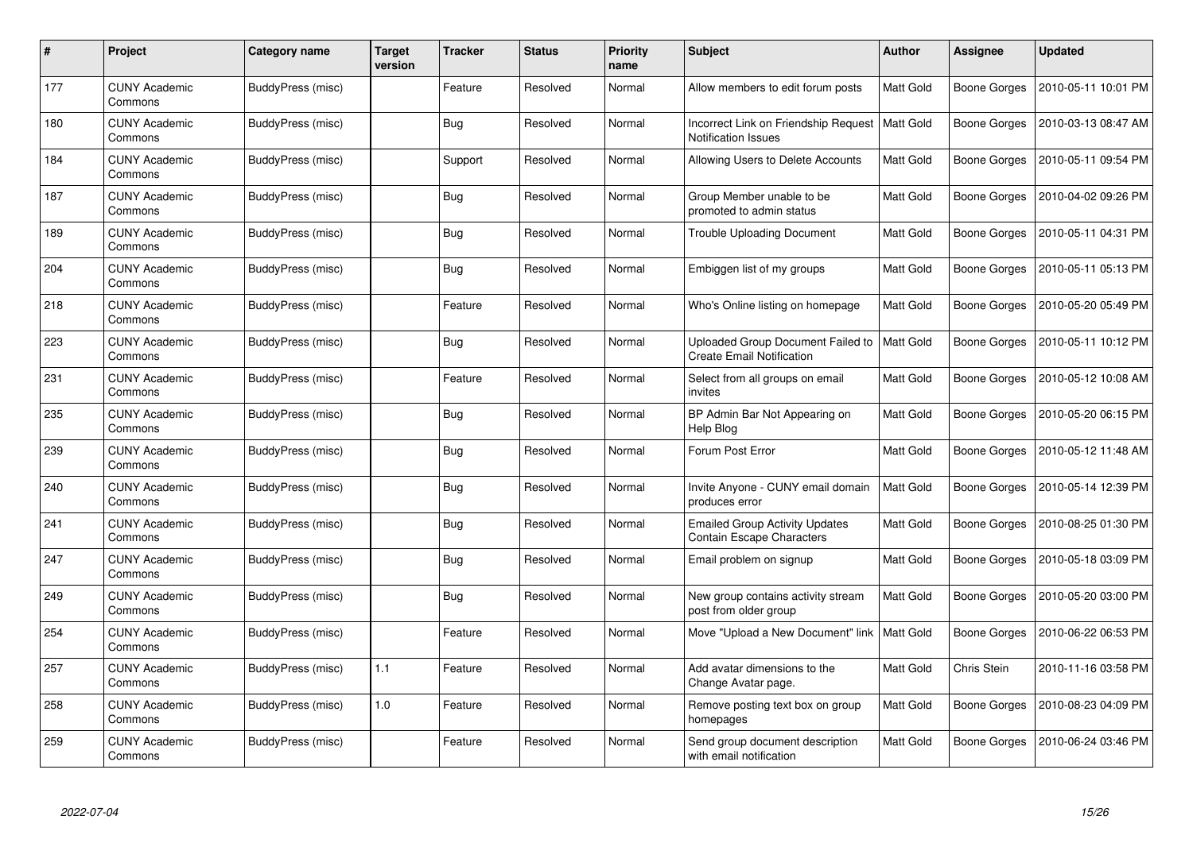| # | Project | Category name | Target version | Tracker | Status | Priority name | Subject | Author | Assignee | Updated |
|---|---|---|---|---|---|---|---|---|---|---|
| 177 | CUNY Academic Commons | BuddyPress (misc) | | Feature | Resolved | Normal | Allow members to edit forum posts | Matt Gold | Boone Gorges | 2010-05-11 10:01 PM |
| 180 | CUNY Academic Commons | BuddyPress (misc) | | Bug | Resolved | Normal | Incorrect Link on Friendship Request Notification Issues | Matt Gold | Boone Gorges | 2010-03-13 08:47 AM |
| 184 | CUNY Academic Commons | BuddyPress (misc) | | Support | Resolved | Normal | Allowing Users to Delete Accounts | Matt Gold | Boone Gorges | 2010-05-11 09:54 PM |
| 187 | CUNY Academic Commons | BuddyPress (misc) | | Bug | Resolved | Normal | Group Member unable to be promoted to admin status | Matt Gold | Boone Gorges | 2010-04-02 09:26 PM |
| 189 | CUNY Academic Commons | BuddyPress (misc) | | Bug | Resolved | Normal | Trouble Uploading Document | Matt Gold | Boone Gorges | 2010-05-11 04:31 PM |
| 204 | CUNY Academic Commons | BuddyPress (misc) | | Bug | Resolved | Normal | Embiggen list of my groups | Matt Gold | Boone Gorges | 2010-05-11 05:13 PM |
| 218 | CUNY Academic Commons | BuddyPress (misc) | | Feature | Resolved | Normal | Who's Online listing on homepage | Matt Gold | Boone Gorges | 2010-05-20 05:49 PM |
| 223 | CUNY Academic Commons | BuddyPress (misc) | | Bug | Resolved | Normal | Uploaded Group Document Failed to Create Email Notification | Matt Gold | Boone Gorges | 2010-05-11 10:12 PM |
| 231 | CUNY Academic Commons | BuddyPress (misc) | | Feature | Resolved | Normal | Select from all groups on email invites | Matt Gold | Boone Gorges | 2010-05-12 10:08 AM |
| 235 | CUNY Academic Commons | BuddyPress (misc) | | Bug | Resolved | Normal | BP Admin Bar Not Appearing on Help Blog | Matt Gold | Boone Gorges | 2010-05-20 06:15 PM |
| 239 | CUNY Academic Commons | BuddyPress (misc) | | Bug | Resolved | Normal | Forum Post Error | Matt Gold | Boone Gorges | 2010-05-12 11:48 AM |
| 240 | CUNY Academic Commons | BuddyPress (misc) | | Bug | Resolved | Normal | Invite Anyone - CUNY email domain produces error | Matt Gold | Boone Gorges | 2010-05-14 12:39 PM |
| 241 | CUNY Academic Commons | BuddyPress (misc) | | Bug | Resolved | Normal | Emailed Group Activity Updates Contain Escape Characters | Matt Gold | Boone Gorges | 2010-08-25 01:30 PM |
| 247 | CUNY Academic Commons | BuddyPress (misc) | | Bug | Resolved | Normal | Email problem on signup | Matt Gold | Boone Gorges | 2010-05-18 03:09 PM |
| 249 | CUNY Academic Commons | BuddyPress (misc) | | Bug | Resolved | Normal | New group contains activity stream post from older group | Matt Gold | Boone Gorges | 2010-05-20 03:00 PM |
| 254 | CUNY Academic Commons | BuddyPress (misc) | | Feature | Resolved | Normal | Move "Upload a New Document" link | Matt Gold | Boone Gorges | 2010-06-22 06:53 PM |
| 257 | CUNY Academic Commons | BuddyPress (misc) | 1.1 | Feature | Resolved | Normal | Add avatar dimensions to the Change Avatar page. | Matt Gold | Chris Stein | 2010-11-16 03:58 PM |
| 258 | CUNY Academic Commons | BuddyPress (misc) | 1.0 | Feature | Resolved | Normal | Remove posting text box on group homepages | Matt Gold | Boone Gorges | 2010-08-23 04:09 PM |
| 259 | CUNY Academic Commons | BuddyPress (misc) | | Feature | Resolved | Normal | Send group document description with email notification | Matt Gold | Boone Gorges | 2010-06-24 03:46 PM |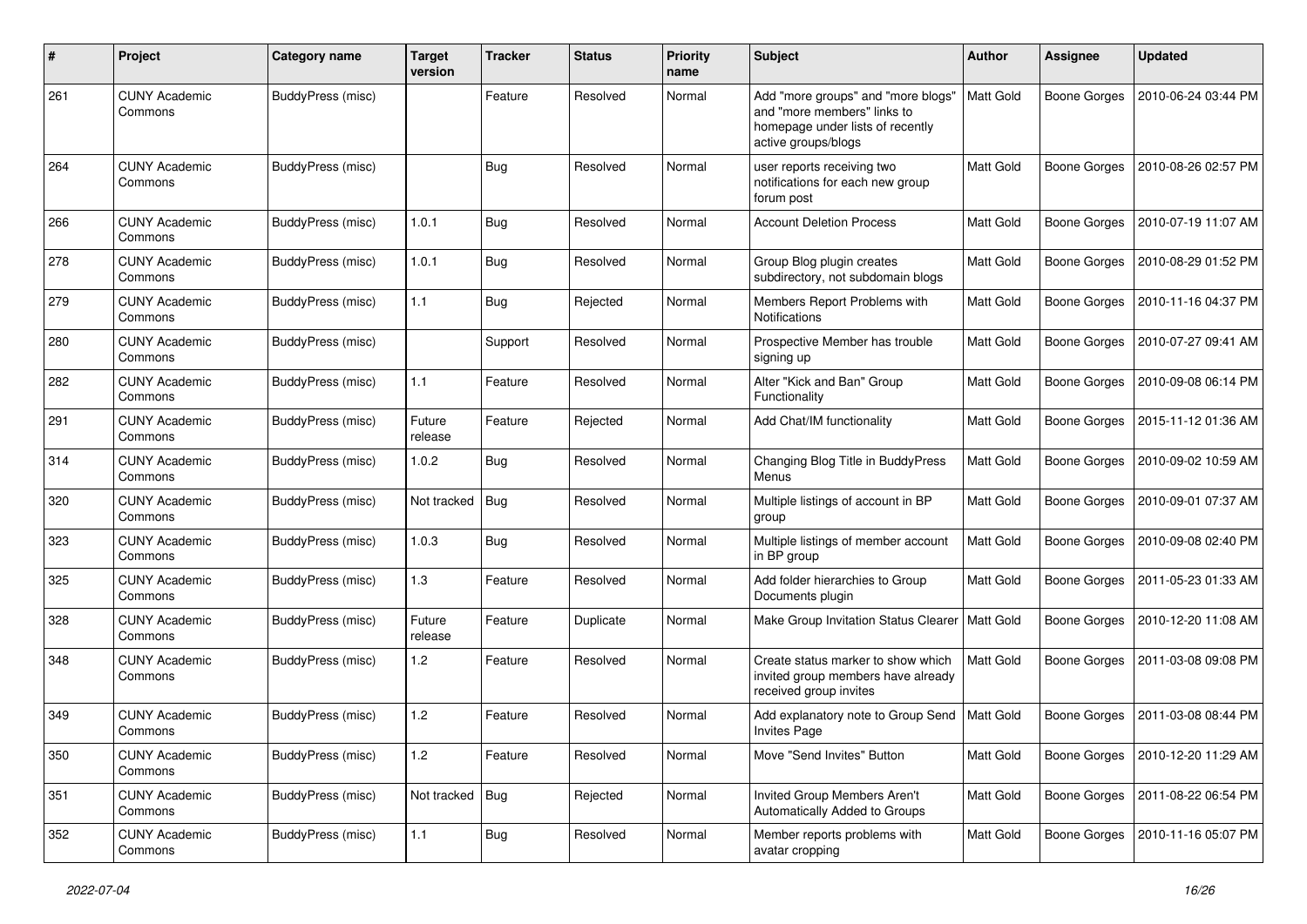| # | Project | Category name | Target version | Tracker | Status | Priority name | Subject | Author | Assignee | Updated |
|---|---|---|---|---|---|---|---|---|---|---|
| 261 | CUNY Academic Commons | BuddyPress (misc) | | Feature | Resolved | Normal | Add "more groups" and "more blogs" and "more members" links to homepage under lists of recently active groups/blogs | Matt Gold | Boone Gorges | 2010-06-24 03:44 PM |
| 264 | CUNY Academic Commons | BuddyPress (misc) | | Bug | Resolved | Normal | user reports receiving two notifications for each new group forum post | Matt Gold | Boone Gorges | 2010-08-26 02:57 PM |
| 266 | CUNY Academic Commons | BuddyPress (misc) | 1.0.1 | Bug | Resolved | Normal | Account Deletion Process | Matt Gold | Boone Gorges | 2010-07-19 11:07 AM |
| 278 | CUNY Academic Commons | BuddyPress (misc) | 1.0.1 | Bug | Resolved | Normal | Group Blog plugin creates subdirectory, not subdomain blogs | Matt Gold | Boone Gorges | 2010-08-29 01:52 PM |
| 279 | CUNY Academic Commons | BuddyPress (misc) | 1.1 | Bug | Rejected | Normal | Members Report Problems with Notifications | Matt Gold | Boone Gorges | 2010-11-16 04:37 PM |
| 280 | CUNY Academic Commons | BuddyPress (misc) | | Support | Resolved | Normal | Prospective Member has trouble signing up | Matt Gold | Boone Gorges | 2010-07-27 09:41 AM |
| 282 | CUNY Academic Commons | BuddyPress (misc) | 1.1 | Feature | Resolved | Normal | Alter "Kick and Ban" Group Functionality | Matt Gold | Boone Gorges | 2010-09-08 06:14 PM |
| 291 | CUNY Academic Commons | BuddyPress (misc) | Future release | Feature | Rejected | Normal | Add Chat/IM functionality | Matt Gold | Boone Gorges | 2015-11-12 01:36 AM |
| 314 | CUNY Academic Commons | BuddyPress (misc) | 1.0.2 | Bug | Resolved | Normal | Changing Blog Title in BuddyPress Menus | Matt Gold | Boone Gorges | 2010-09-02 10:59 AM |
| 320 | CUNY Academic Commons | BuddyPress (misc) | Not tracked | Bug | Resolved | Normal | Multiple listings of account in BP group | Matt Gold | Boone Gorges | 2010-09-01 07:37 AM |
| 323 | CUNY Academic Commons | BuddyPress (misc) | 1.0.3 | Bug | Resolved | Normal | Multiple listings of member account in BP group | Matt Gold | Boone Gorges | 2010-09-08 02:40 PM |
| 325 | CUNY Academic Commons | BuddyPress (misc) | 1.3 | Feature | Resolved | Normal | Add folder hierarchies to Group Documents plugin | Matt Gold | Boone Gorges | 2011-05-23 01:33 AM |
| 328 | CUNY Academic Commons | BuddyPress (misc) | Future release | Feature | Duplicate | Normal | Make Group Invitation Status Clearer | Matt Gold | Boone Gorges | 2010-12-20 11:08 AM |
| 348 | CUNY Academic Commons | BuddyPress (misc) | 1.2 | Feature | Resolved | Normal | Create status marker to show which invited group members have already received group invites | Matt Gold | Boone Gorges | 2011-03-08 09:08 PM |
| 349 | CUNY Academic Commons | BuddyPress (misc) | 1.2 | Feature | Resolved | Normal | Add explanatory note to Group Send Invites Page | Matt Gold | Boone Gorges | 2011-03-08 08:44 PM |
| 350 | CUNY Academic Commons | BuddyPress (misc) | 1.2 | Feature | Resolved | Normal | Move "Send Invites" Button | Matt Gold | Boone Gorges | 2010-12-20 11:29 AM |
| 351 | CUNY Academic Commons | BuddyPress (misc) | Not tracked | Bug | Rejected | Normal | Invited Group Members Aren't Automatically Added to Groups | Matt Gold | Boone Gorges | 2011-08-22 06:54 PM |
| 352 | CUNY Academic Commons | BuddyPress (misc) | 1.1 | Bug | Resolved | Normal | Member reports problems with avatar cropping | Matt Gold | Boone Gorges | 2010-11-16 05:07 PM |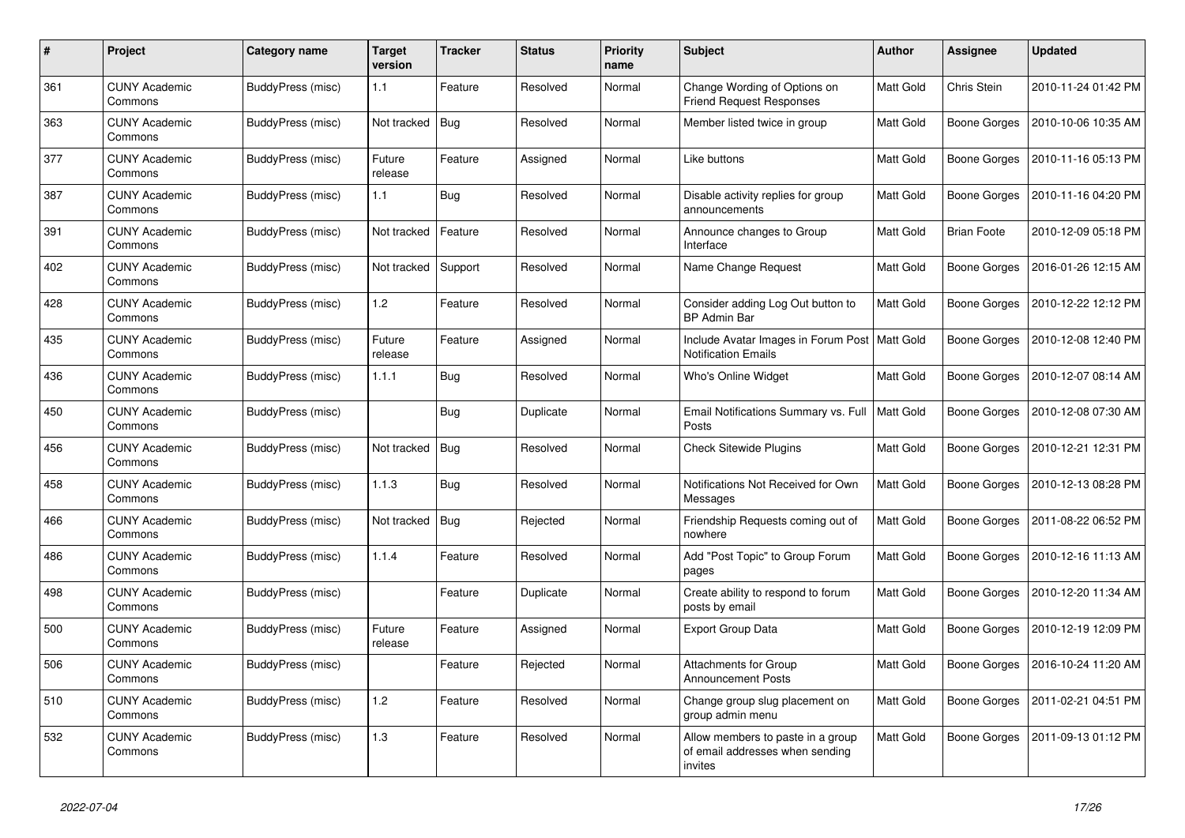| # | Project | Category name | Target version | Tracker | Status | Priority name | Subject | Author | Assignee | Updated |
|---|---|---|---|---|---|---|---|---|---|---|
| 361 | CUNY Academic Commons | BuddyPress (misc) | 1.1 | Feature | Resolved | Normal | Change Wording of Options on Friend Request Responses | Matt Gold | Chris Stein | 2010-11-24 01:42 PM |
| 363 | CUNY Academic Commons | BuddyPress (misc) | Not tracked | Bug | Resolved | Normal | Member listed twice in group | Matt Gold | Boone Gorges | 2010-10-06 10:35 AM |
| 377 | CUNY Academic Commons | BuddyPress (misc) | Future release | Feature | Assigned | Normal | Like buttons | Matt Gold | Boone Gorges | 2010-11-16 05:13 PM |
| 387 | CUNY Academic Commons | BuddyPress (misc) | 1.1 | Bug | Resolved | Normal | Disable activity replies for group announcements | Matt Gold | Boone Gorges | 2010-11-16 04:20 PM |
| 391 | CUNY Academic Commons | BuddyPress (misc) | Not tracked | Feature | Resolved | Normal | Announce changes to Group Interface | Matt Gold | Brian Foote | 2010-12-09 05:18 PM |
| 402 | CUNY Academic Commons | BuddyPress (misc) | Not tracked | Support | Resolved | Normal | Name Change Request | Matt Gold | Boone Gorges | 2016-01-26 12:15 AM |
| 428 | CUNY Academic Commons | BuddyPress (misc) | 1.2 | Feature | Resolved | Normal | Consider adding Log Out button to BP Admin Bar | Matt Gold | Boone Gorges | 2010-12-22 12:12 PM |
| 435 | CUNY Academic Commons | BuddyPress (misc) | Future release | Feature | Assigned | Normal | Include Avatar Images in Forum Post Notification Emails | Matt Gold | Boone Gorges | 2010-12-08 12:40 PM |
| 436 | CUNY Academic Commons | BuddyPress (misc) | 1.1.1 | Bug | Resolved | Normal | Who's Online Widget | Matt Gold | Boone Gorges | 2010-12-07 08:14 AM |
| 450 | CUNY Academic Commons | BuddyPress (misc) | | Bug | Duplicate | Normal | Email Notifications Summary vs. Full Posts | Matt Gold | Boone Gorges | 2010-12-08 07:30 AM |
| 456 | CUNY Academic Commons | BuddyPress (misc) | Not tracked | Bug | Resolved | Normal | Check Sitewide Plugins | Matt Gold | Boone Gorges | 2010-12-21 12:31 PM |
| 458 | CUNY Academic Commons | BuddyPress (misc) | 1.1.3 | Bug | Resolved | Normal | Notifications Not Received for Own Messages | Matt Gold | Boone Gorges | 2010-12-13 08:28 PM |
| 466 | CUNY Academic Commons | BuddyPress (misc) | Not tracked | Bug | Rejected | Normal | Friendship Requests coming out of nowhere | Matt Gold | Boone Gorges | 2011-08-22 06:52 PM |
| 486 | CUNY Academic Commons | BuddyPress (misc) | 1.1.4 | Feature | Resolved | Normal | Add "Post Topic" to Group Forum pages | Matt Gold | Boone Gorges | 2010-12-16 11:13 AM |
| 498 | CUNY Academic Commons | BuddyPress (misc) | | Feature | Duplicate | Normal | Create ability to respond to forum posts by email | Matt Gold | Boone Gorges | 2010-12-20 11:34 AM |
| 500 | CUNY Academic Commons | BuddyPress (misc) | Future release | Feature | Assigned | Normal | Export Group Data | Matt Gold | Boone Gorges | 2010-12-19 12:09 PM |
| 506 | CUNY Academic Commons | BuddyPress (misc) | | Feature | Rejected | Normal | Attachments for Group Announcement Posts | Matt Gold | Boone Gorges | 2016-10-24 11:20 AM |
| 510 | CUNY Academic Commons | BuddyPress (misc) | 1.2 | Feature | Resolved | Normal | Change group slug placement on group admin menu | Matt Gold | Boone Gorges | 2011-02-21 04:51 PM |
| 532 | CUNY Academic Commons | BuddyPress (misc) | 1.3 | Feature | Resolved | Normal | Allow members to paste in a group of email addresses when sending invites | Matt Gold | Boone Gorges | 2011-09-13 01:12 PM |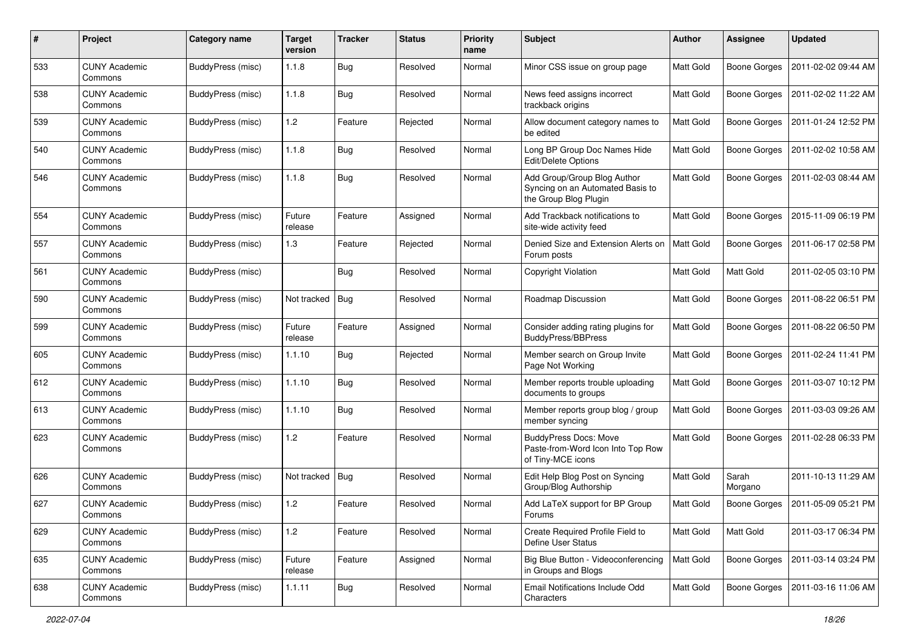| # | Project | Category name | Target version | Tracker | Status | Priority name | Subject | Author | Assignee | Updated |
|---|---|---|---|---|---|---|---|---|---|---|
| 533 | CUNY Academic Commons | BuddyPress (misc) | 1.1.8 | Bug | Resolved | Normal | Minor CSS issue on group page | Matt Gold | Boone Gorges | 2011-02-02 09:44 AM |
| 538 | CUNY Academic Commons | BuddyPress (misc) | 1.1.8 | Bug | Resolved | Normal | News feed assigns incorrect trackback origins | Matt Gold | Boone Gorges | 2011-02-02 11:22 AM |
| 539 | CUNY Academic Commons | BuddyPress (misc) | 1.2 | Feature | Rejected | Normal | Allow document category names to be edited | Matt Gold | Boone Gorges | 2011-01-24 12:52 PM |
| 540 | CUNY Academic Commons | BuddyPress (misc) | 1.1.8 | Bug | Resolved | Normal | Long BP Group Doc Names Hide Edit/Delete Options | Matt Gold | Boone Gorges | 2011-02-02 10:58 AM |
| 546 | CUNY Academic Commons | BuddyPress (misc) | 1.1.8 | Bug | Resolved | Normal | Add Group/Group Blog Author Syncing on an Automated Basis to the Group Blog Plugin | Matt Gold | Boone Gorges | 2011-02-03 08:44 AM |
| 554 | CUNY Academic Commons | BuddyPress (misc) | Future release | Feature | Assigned | Normal | Add Trackback notifications to site-wide activity feed | Matt Gold | Boone Gorges | 2015-11-09 06:19 PM |
| 557 | CUNY Academic Commons | BuddyPress (misc) | 1.3 | Feature | Rejected | Normal | Denied Size and Extension Alerts on Forum posts | Matt Gold | Boone Gorges | 2011-06-17 02:58 PM |
| 561 | CUNY Academic Commons | BuddyPress (misc) | | Bug | Resolved | Normal | Copyright Violation | Matt Gold | Matt Gold | 2011-02-05 03:10 PM |
| 590 | CUNY Academic Commons | BuddyPress (misc) | Not tracked | Bug | Resolved | Normal | Roadmap Discussion | Matt Gold | Boone Gorges | 2011-08-22 06:51 PM |
| 599 | CUNY Academic Commons | BuddyPress (misc) | Future release | Feature | Assigned | Normal | Consider adding rating plugins for BuddyPress/BBPress | Matt Gold | Boone Gorges | 2011-08-22 06:50 PM |
| 605 | CUNY Academic Commons | BuddyPress (misc) | 1.1.10 | Bug | Rejected | Normal | Member search on Group Invite Page Not Working | Matt Gold | Boone Gorges | 2011-02-24 11:41 PM |
| 612 | CUNY Academic Commons | BuddyPress (misc) | 1.1.10 | Bug | Resolved | Normal | Member reports trouble uploading documents to groups | Matt Gold | Boone Gorges | 2011-03-07 10:12 PM |
| 613 | CUNY Academic Commons | BuddyPress (misc) | 1.1.10 | Bug | Resolved | Normal | Member reports group blog / group member syncing | Matt Gold | Boone Gorges | 2011-03-03 09:26 AM |
| 623 | CUNY Academic Commons | BuddyPress (misc) | 1.2 | Feature | Resolved | Normal | BuddyPress Docs: Move Paste-from-Word Icon Into Top Row of Tiny-MCE icons | Matt Gold | Boone Gorges | 2011-02-28 06:33 PM |
| 626 | CUNY Academic Commons | BuddyPress (misc) | Not tracked | Bug | Resolved | Normal | Edit Help Blog Post on Syncing Group/Blog Authorship | Matt Gold | Sarah Morgano | 2011-10-13 11:29 AM |
| 627 | CUNY Academic Commons | BuddyPress (misc) | 1.2 | Feature | Resolved | Normal | Add LaTeX support for BP Group Forums | Matt Gold | Boone Gorges | 2011-05-09 05:21 PM |
| 629 | CUNY Academic Commons | BuddyPress (misc) | 1.2 | Feature | Resolved | Normal | Create Required Profile Field to Define User Status | Matt Gold | Matt Gold | 2011-03-17 06:34 PM |
| 635 | CUNY Academic Commons | BuddyPress (misc) | Future release | Feature | Assigned | Normal | Big Blue Button - Videoconferencing in Groups and Blogs | Matt Gold | Boone Gorges | 2011-03-14 03:24 PM |
| 638 | CUNY Academic Commons | BuddyPress (misc) | 1.1.11 | Bug | Resolved | Normal | Email Notifications Include Odd Characters | Matt Gold | Boone Gorges | 2011-03-16 11:06 AM |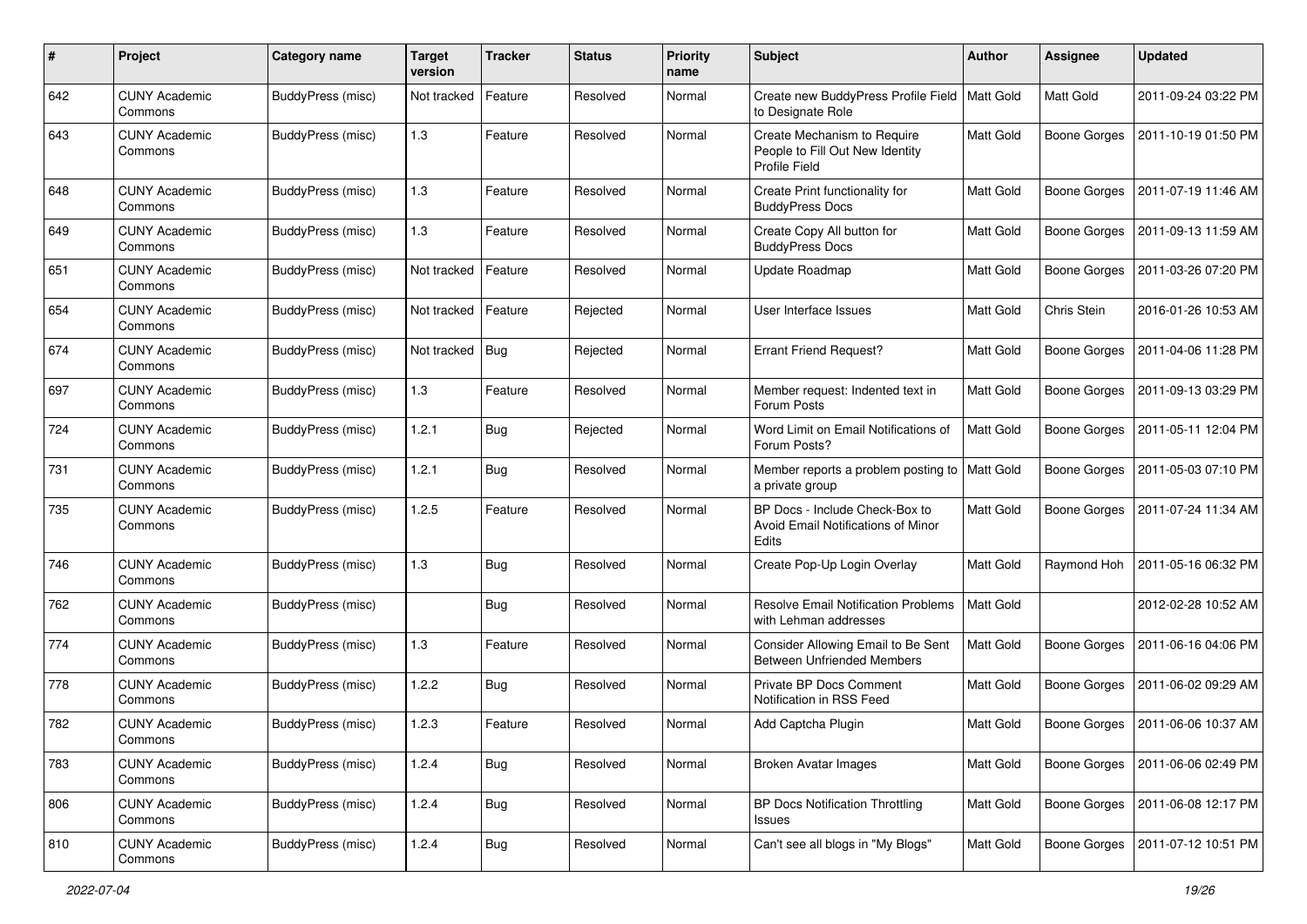| # | Project | Category name | Target version | Tracker | Status | Priority name | Subject | Author | Assignee | Updated |
|---|---|---|---|---|---|---|---|---|---|---|
| 642 | CUNY Academic Commons | BuddyPress (misc) | Not tracked | Feature | Resolved | Normal | Create new BuddyPress Profile Field to Designate Role | Matt Gold | Matt Gold | 2011-09-24 03:22 PM |
| 643 | CUNY Academic Commons | BuddyPress (misc) | 1.3 | Feature | Resolved | Normal | Create Mechanism to Require People to Fill Out New Identity Profile Field | Matt Gold | Boone Gorges | 2011-10-19 01:50 PM |
| 648 | CUNY Academic Commons | BuddyPress (misc) | 1.3 | Feature | Resolved | Normal | Create Print functionality for BuddyPress Docs | Matt Gold | Boone Gorges | 2011-07-19 11:46 AM |
| 649 | CUNY Academic Commons | BuddyPress (misc) | 1.3 | Feature | Resolved | Normal | Create Copy All button for BuddyPress Docs | Matt Gold | Boone Gorges | 2011-09-13 11:59 AM |
| 651 | CUNY Academic Commons | BuddyPress (misc) | Not tracked | Feature | Resolved | Normal | Update Roadmap | Matt Gold | Boone Gorges | 2011-03-26 07:20 PM |
| 654 | CUNY Academic Commons | BuddyPress (misc) | Not tracked | Feature | Rejected | Normal | User Interface Issues | Matt Gold | Chris Stein | 2016-01-26 10:53 AM |
| 674 | CUNY Academic Commons | BuddyPress (misc) | Not tracked | Bug | Rejected | Normal | Errant Friend Request? | Matt Gold | Boone Gorges | 2011-04-06 11:28 PM |
| 697 | CUNY Academic Commons | BuddyPress (misc) | 1.3 | Feature | Resolved | Normal | Member request: Indented text in Forum Posts | Matt Gold | Boone Gorges | 2011-09-13 03:29 PM |
| 724 | CUNY Academic Commons | BuddyPress (misc) | 1.2.1 | Bug | Rejected | Normal | Word Limit on Email Notifications of Forum Posts? | Matt Gold | Boone Gorges | 2011-05-11 12:04 PM |
| 731 | CUNY Academic Commons | BuddyPress (misc) | 1.2.1 | Bug | Resolved | Normal | Member reports a problem posting to a private group | Matt Gold | Boone Gorges | 2011-05-03 07:10 PM |
| 735 | CUNY Academic Commons | BuddyPress (misc) | 1.2.5 | Feature | Resolved | Normal | BP Docs - Include Check-Box to Avoid Email Notifications of Minor Edits | Matt Gold | Boone Gorges | 2011-07-24 11:34 AM |
| 746 | CUNY Academic Commons | BuddyPress (misc) | 1.3 | Bug | Resolved | Normal | Create Pop-Up Login Overlay | Matt Gold | Raymond Hoh | 2011-05-16 06:32 PM |
| 762 | CUNY Academic Commons | BuddyPress (misc) | | Bug | Resolved | Normal | Resolve Email Notification Problems with Lehman addresses | Matt Gold | | 2012-02-28 10:52 AM |
| 774 | CUNY Academic Commons | BuddyPress (misc) | 1.3 | Feature | Resolved | Normal | Consider Allowing Email to Be Sent Between Unfriended Members | Matt Gold | Boone Gorges | 2011-06-16 04:06 PM |
| 778 | CUNY Academic Commons | BuddyPress (misc) | 1.2.2 | Bug | Resolved | Normal | Private BP Docs Comment Notification in RSS Feed | Matt Gold | Boone Gorges | 2011-06-02 09:29 AM |
| 782 | CUNY Academic Commons | BuddyPress (misc) | 1.2.3 | Feature | Resolved | Normal | Add Captcha Plugin | Matt Gold | Boone Gorges | 2011-06-06 10:37 AM |
| 783 | CUNY Academic Commons | BuddyPress (misc) | 1.2.4 | Bug | Resolved | Normal | Broken Avatar Images | Matt Gold | Boone Gorges | 2011-06-06 02:49 PM |
| 806 | CUNY Academic Commons | BuddyPress (misc) | 1.2.4 | Bug | Resolved | Normal | BP Docs Notification Throttling Issues | Matt Gold | Boone Gorges | 2011-06-08 12:17 PM |
| 810 | CUNY Academic Commons | BuddyPress (misc) | 1.2.4 | Bug | Resolved | Normal | Can't see all blogs in "My Blogs" | Matt Gold | Boone Gorges | 2011-07-12 10:51 PM |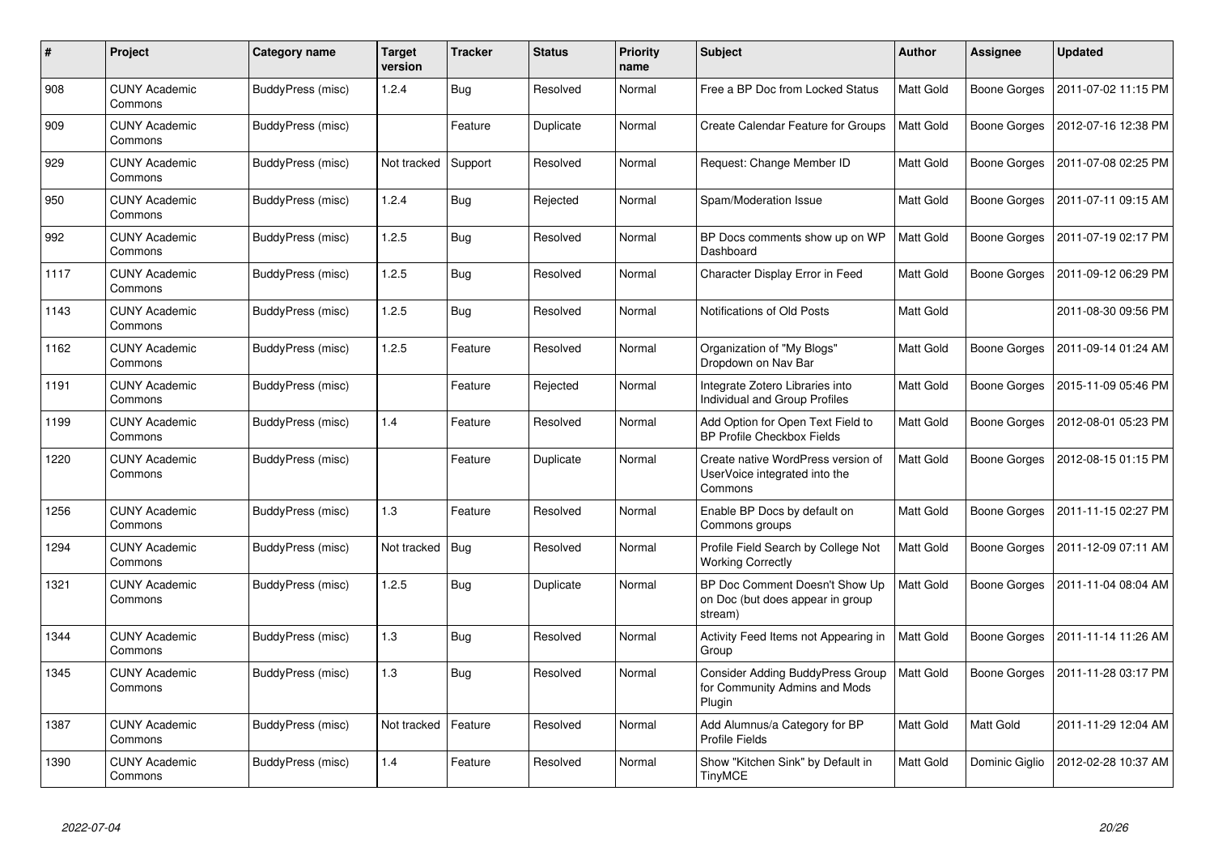| # | Project | Category name | Target version | Tracker | Status | Priority name | Subject | Author | Assignee | Updated |
|---|---|---|---|---|---|---|---|---|---|---|
| 908 | CUNY Academic Commons | BuddyPress (misc) | 1.2.4 | Bug | Resolved | Normal | Free a BP Doc from Locked Status | Matt Gold | Boone Gorges | 2011-07-02 11:15 PM |
| 909 | CUNY Academic Commons | BuddyPress (misc) | | Feature | Duplicate | Normal | Create Calendar Feature for Groups | Matt Gold | Boone Gorges | 2012-07-16 12:38 PM |
| 929 | CUNY Academic Commons | BuddyPress (misc) | Not tracked | Support | Resolved | Normal | Request: Change Member ID | Matt Gold | Boone Gorges | 2011-07-08 02:25 PM |
| 950 | CUNY Academic Commons | BuddyPress (misc) | 1.2.4 | Bug | Rejected | Normal | Spam/Moderation Issue | Matt Gold | Boone Gorges | 2011-07-11 09:15 AM |
| 992 | CUNY Academic Commons | BuddyPress (misc) | 1.2.5 | Bug | Resolved | Normal | BP Docs comments show up on WP Dashboard | Matt Gold | Boone Gorges | 2011-07-19 02:17 PM |
| 1117 | CUNY Academic Commons | BuddyPress (misc) | 1.2.5 | Bug | Resolved | Normal | Character Display Error in Feed | Matt Gold | Boone Gorges | 2011-09-12 06:29 PM |
| 1143 | CUNY Academic Commons | BuddyPress (misc) | 1.2.5 | Bug | Resolved | Normal | Notifications of Old Posts | Matt Gold | | 2011-08-30 09:56 PM |
| 1162 | CUNY Academic Commons | BuddyPress (misc) | 1.2.5 | Feature | Resolved | Normal | Organization of "My Blogs" Dropdown on Nav Bar | Matt Gold | Boone Gorges | 2011-09-14 01:24 AM |
| 1191 | CUNY Academic Commons | BuddyPress (misc) | | Feature | Rejected | Normal | Integrate Zotero Libraries into Individual and Group Profiles | Matt Gold | Boone Gorges | 2015-11-09 05:46 PM |
| 1199 | CUNY Academic Commons | BuddyPress (misc) | 1.4 | Feature | Resolved | Normal | Add Option for Open Text Field to BP Profile Checkbox Fields | Matt Gold | Boone Gorges | 2012-08-01 05:23 PM |
| 1220 | CUNY Academic Commons | BuddyPress (misc) | | Feature | Duplicate | Normal | Create native WordPress version of UserVoice integrated into the Commons | Matt Gold | Boone Gorges | 2012-08-15 01:15 PM |
| 1256 | CUNY Academic Commons | BuddyPress (misc) | 1.3 | Feature | Resolved | Normal | Enable BP Docs by default on Commons groups | Matt Gold | Boone Gorges | 2011-11-15 02:27 PM |
| 1294 | CUNY Academic Commons | BuddyPress (misc) | Not tracked | Bug | Resolved | Normal | Profile Field Search by College Not Working Correctly | Matt Gold | Boone Gorges | 2011-12-09 07:11 AM |
| 1321 | CUNY Academic Commons | BuddyPress (misc) | 1.2.5 | Bug | Duplicate | Normal | BP Doc Comment Doesn't Show Up on Doc (but does appear in group stream) | Matt Gold | Boone Gorges | 2011-11-04 08:04 AM |
| 1344 | CUNY Academic Commons | BuddyPress (misc) | 1.3 | Bug | Resolved | Normal | Activity Feed Items not Appearing in Group | Matt Gold | Boone Gorges | 2011-11-14 11:26 AM |
| 1345 | CUNY Academic Commons | BuddyPress (misc) | 1.3 | Bug | Resolved | Normal | Consider Adding BuddyPress Group for Community Admins and Mods Plugin | Matt Gold | Boone Gorges | 2011-11-28 03:17 PM |
| 1387 | CUNY Academic Commons | BuddyPress (misc) | Not tracked | Feature | Resolved | Normal | Add Alumnus/a Category for BP Profile Fields | Matt Gold | Matt Gold | 2011-11-29 12:04 AM |
| 1390 | CUNY Academic Commons | BuddyPress (misc) | 1.4 | Feature | Resolved | Normal | Show "Kitchen Sink" by Default in TinyMCE | Matt Gold | Dominic Giglio | 2012-02-28 10:37 AM |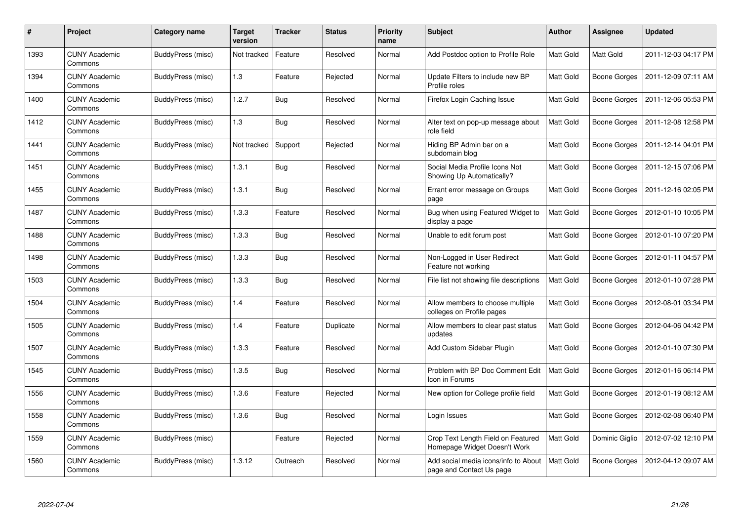| # | Project | Category name | Target version | Tracker | Status | Priority name | Subject | Author | Assignee | Updated |
|---|---|---|---|---|---|---|---|---|---|---|
| 1393 | CUNY Academic Commons | BuddyPress (misc) | Not tracked | Feature | Resolved | Normal | Add Postdoc option to Profile Role | Matt Gold | Matt Gold | 2011-12-03 04:17 PM |
| 1394 | CUNY Academic Commons | BuddyPress (misc) | 1.3 | Feature | Rejected | Normal | Update Filters to include new BP Profile roles | Matt Gold | Boone Gorges | 2011-12-09 07:11 AM |
| 1400 | CUNY Academic Commons | BuddyPress (misc) | 1.2.7 | Bug | Resolved | Normal | Firefox Login Caching Issue | Matt Gold | Boone Gorges | 2011-12-06 05:53 PM |
| 1412 | CUNY Academic Commons | BuddyPress (misc) | 1.3 | Bug | Resolved | Normal | Alter text on pop-up message about role field | Matt Gold | Boone Gorges | 2011-12-08 12:58 PM |
| 1441 | CUNY Academic Commons | BuddyPress (misc) | Not tracked | Support | Rejected | Normal | Hiding BP Admin bar on a subdomain blog | Matt Gold | Boone Gorges | 2011-12-14 04:01 PM |
| 1451 | CUNY Academic Commons | BuddyPress (misc) | 1.3.1 | Bug | Resolved | Normal | Social Media Profile Icons Not Showing Up Automatically? | Matt Gold | Boone Gorges | 2011-12-15 07:06 PM |
| 1455 | CUNY Academic Commons | BuddyPress (misc) | 1.3.1 | Bug | Resolved | Normal | Errant error message on Groups page | Matt Gold | Boone Gorges | 2011-12-16 02:05 PM |
| 1487 | CUNY Academic Commons | BuddyPress (misc) | 1.3.3 | Feature | Resolved | Normal | Bug when using Featured Widget to display a page | Matt Gold | Boone Gorges | 2012-01-10 10:05 PM |
| 1488 | CUNY Academic Commons | BuddyPress (misc) | 1.3.3 | Bug | Resolved | Normal | Unable to edit forum post | Matt Gold | Boone Gorges | 2012-01-10 07:20 PM |
| 1498 | CUNY Academic Commons | BuddyPress (misc) | 1.3.3 | Bug | Resolved | Normal | Non-Logged in User Redirect Feature not working | Matt Gold | Boone Gorges | 2012-01-11 04:57 PM |
| 1503 | CUNY Academic Commons | BuddyPress (misc) | 1.3.3 | Bug | Resolved | Normal | File list not showing file descriptions | Matt Gold | Boone Gorges | 2012-01-10 07:28 PM |
| 1504 | CUNY Academic Commons | BuddyPress (misc) | 1.4 | Feature | Resolved | Normal | Allow members to choose multiple colleges on Profile pages | Matt Gold | Boone Gorges | 2012-08-01 03:34 PM |
| 1505 | CUNY Academic Commons | BuddyPress (misc) | 1.4 | Feature | Duplicate | Normal | Allow members to clear past status updates | Matt Gold | Boone Gorges | 2012-04-06 04:42 PM |
| 1507 | CUNY Academic Commons | BuddyPress (misc) | 1.3.3 | Feature | Resolved | Normal | Add Custom Sidebar Plugin | Matt Gold | Boone Gorges | 2012-01-10 07:30 PM |
| 1545 | CUNY Academic Commons | BuddyPress (misc) | 1.3.5 | Bug | Resolved | Normal | Problem with BP Doc Comment Edit Icon in Forums | Matt Gold | Boone Gorges | 2012-01-16 06:14 PM |
| 1556 | CUNY Academic Commons | BuddyPress (misc) | 1.3.6 | Feature | Rejected | Normal | New option for College profile field | Matt Gold | Boone Gorges | 2012-01-19 08:12 AM |
| 1558 | CUNY Academic Commons | BuddyPress (misc) | 1.3.6 | Bug | Resolved | Normal | Login Issues | Matt Gold | Boone Gorges | 2012-02-08 06:40 PM |
| 1559 | CUNY Academic Commons | BuddyPress (misc) | | Feature | Rejected | Normal | Crop Text Length Field on Featured Homepage Widget Doesn't Work | Matt Gold | Dominic Giglio | 2012-07-02 12:10 PM |
| 1560 | CUNY Academic Commons | BuddyPress (misc) | 1.3.12 | Outreach | Resolved | Normal | Add social media icons/info to About page and Contact Us page | Matt Gold | Boone Gorges | 2012-04-12 09:07 AM |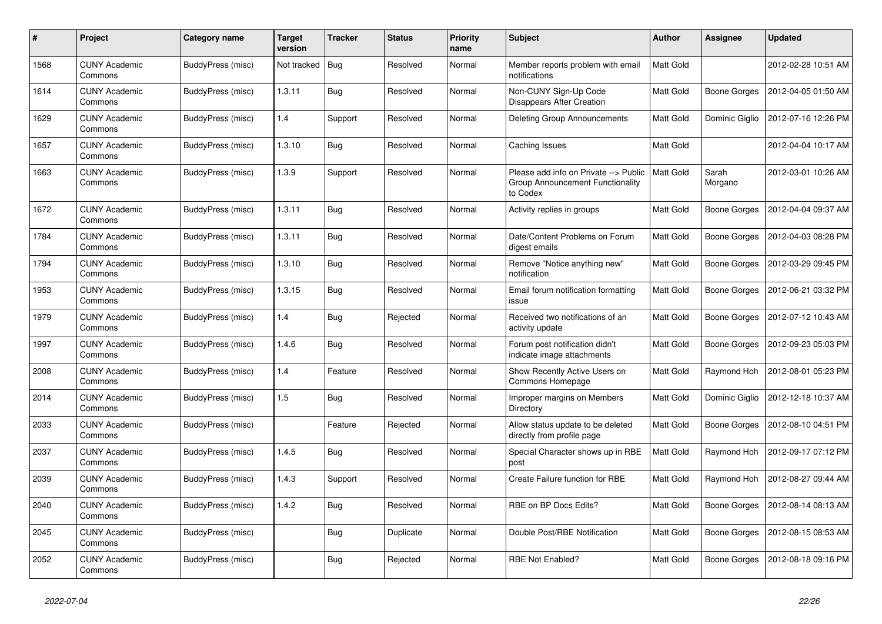| # | Project | Category name | Target version | Tracker | Status | Priority name | Subject | Author | Assignee | Updated |
|---|---|---|---|---|---|---|---|---|---|---|
| 1568 | CUNY Academic Commons | BuddyPress (misc) | Not tracked | Bug | Resolved | Normal | Member reports problem with email notifications | Matt Gold | | 2012-02-28 10:51 AM |
| 1614 | CUNY Academic Commons | BuddyPress (misc) | 1.3.11 | Bug | Resolved | Normal | Non-CUNY Sign-Up Code Disappears After Creation | Matt Gold | Boone Gorges | 2012-04-05 01:50 AM |
| 1629 | CUNY Academic Commons | BuddyPress (misc) | 1.4 | Support | Resolved | Normal | Deleting Group Announcements | Matt Gold | Dominic Giglio | 2012-07-16 12:26 PM |
| 1657 | CUNY Academic Commons | BuddyPress (misc) | 1.3.10 | Bug | Resolved | Normal | Caching Issues | Matt Gold | | 2012-04-04 10:17 AM |
| 1663 | CUNY Academic Commons | BuddyPress (misc) | 1.3.9 | Support | Resolved | Normal | Please add info on Private --> Public Group Announcement Functionality to Codex | Matt Gold | Sarah Morgano | 2012-03-01 10:26 AM |
| 1672 | CUNY Academic Commons | BuddyPress (misc) | 1.3.11 | Bug | Resolved | Normal | Activity replies in groups | Matt Gold | Boone Gorges | 2012-04-04 09:37 AM |
| 1784 | CUNY Academic Commons | BuddyPress (misc) | 1.3.11 | Bug | Resolved | Normal | Date/Content Problems on Forum digest emails | Matt Gold | Boone Gorges | 2012-04-03 08:28 PM |
| 1794 | CUNY Academic Commons | BuddyPress (misc) | 1.3.10 | Bug | Resolved | Normal | Remove "Notice anything new" notification | Matt Gold | Boone Gorges | 2012-03-29 09:45 PM |
| 1953 | CUNY Academic Commons | BuddyPress (misc) | 1.3.15 | Bug | Resolved | Normal | Email forum notification formatting issue | Matt Gold | Boone Gorges | 2012-06-21 03:32 PM |
| 1979 | CUNY Academic Commons | BuddyPress (misc) | 1.4 | Bug | Rejected | Normal | Received two notifications of an activity update | Matt Gold | Boone Gorges | 2012-07-12 10:43 AM |
| 1997 | CUNY Academic Commons | BuddyPress (misc) | 1.4.6 | Bug | Resolved | Normal | Forum post notification didn't indicate image attachments | Matt Gold | Boone Gorges | 2012-09-23 05:03 PM |
| 2008 | CUNY Academic Commons | BuddyPress (misc) | 1.4 | Feature | Resolved | Normal | Show Recently Active Users on Commons Homepage | Matt Gold | Raymond Hoh | 2012-08-01 05:23 PM |
| 2014 | CUNY Academic Commons | BuddyPress (misc) | 1.5 | Bug | Resolved | Normal | Improper margins on Members Directory | Matt Gold | Dominic Giglio | 2012-12-18 10:37 AM |
| 2033 | CUNY Academic Commons | BuddyPress (misc) | | Feature | Rejected | Normal | Allow status update to be deleted directly from profile page | Matt Gold | Boone Gorges | 2012-08-10 04:51 PM |
| 2037 | CUNY Academic Commons | BuddyPress (misc) | 1.4.5 | Bug | Resolved | Normal | Special Character shows up in RBE post | Matt Gold | Raymond Hoh | 2012-09-17 07:12 PM |
| 2039 | CUNY Academic Commons | BuddyPress (misc) | 1.4.3 | Support | Resolved | Normal | Create Failure function for RBE | Matt Gold | Raymond Hoh | 2012-08-27 09:44 AM |
| 2040 | CUNY Academic Commons | BuddyPress (misc) | 1.4.2 | Bug | Resolved | Normal | RBE on BP Docs Edits? | Matt Gold | Boone Gorges | 2012-08-14 08:13 AM |
| 2045 | CUNY Academic Commons | BuddyPress (misc) | | Bug | Duplicate | Normal | Double Post/RBE Notification | Matt Gold | Boone Gorges | 2012-08-15 08:53 AM |
| 2052 | CUNY Academic Commons | BuddyPress (misc) | | Bug | Rejected | Normal | RBE Not Enabled? | Matt Gold | Boone Gorges | 2012-08-18 09:16 PM |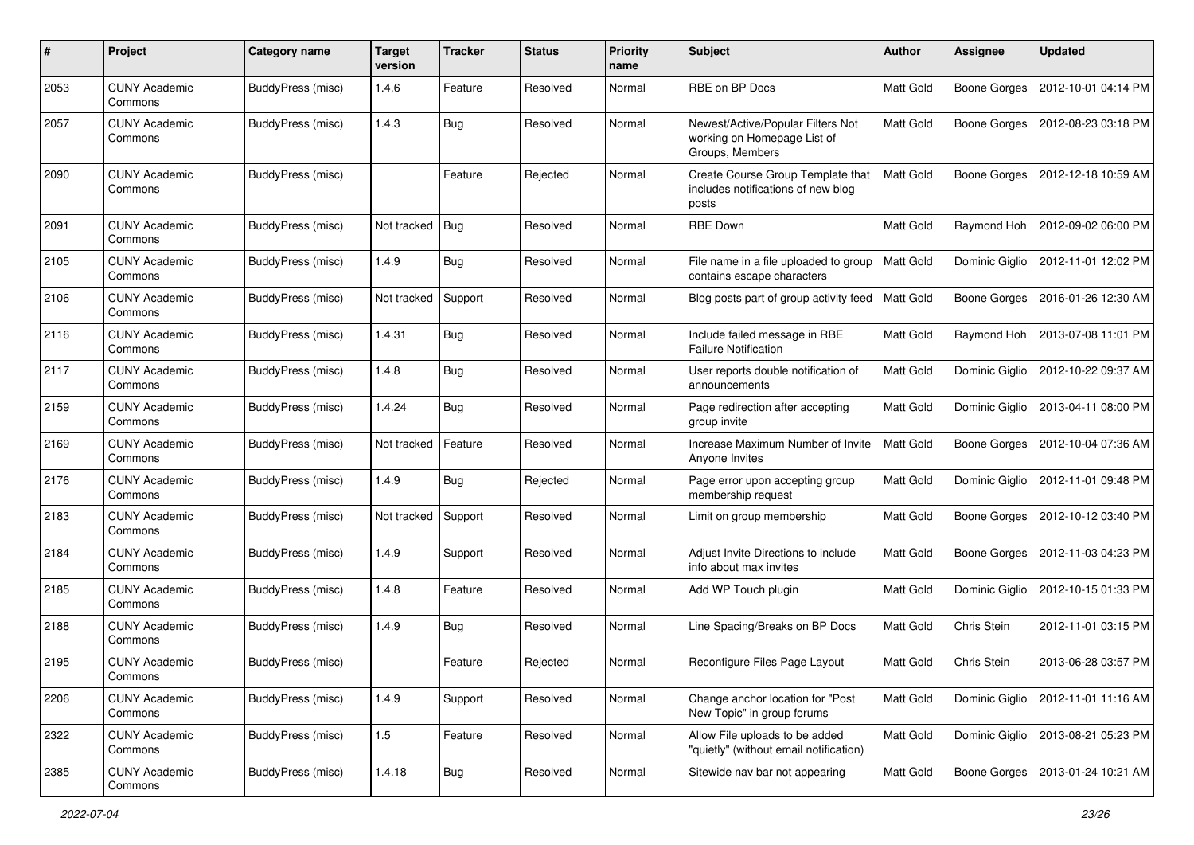| # | Project | Category name | Target version | Tracker | Status | Priority name | Subject | Author | Assignee | Updated |
|---|---|---|---|---|---|---|---|---|---|---|
| 2053 | CUNY Academic Commons | BuddyPress (misc) | 1.4.6 | Feature | Resolved | Normal | RBE on BP Docs | Matt Gold | Boone Gorges | 2012-10-01 04:14 PM |
| 2057 | CUNY Academic Commons | BuddyPress (misc) | 1.4.3 | Bug | Resolved | Normal | Newest/Active/Popular Filters Not working on Homepage List of Groups, Members | Matt Gold | Boone Gorges | 2012-08-23 03:18 PM |
| 2090 | CUNY Academic Commons | BuddyPress (misc) | | Feature | Rejected | Normal | Create Course Group Template that includes notifications of new blog posts | Matt Gold | Boone Gorges | 2012-12-18 10:59 AM |
| 2091 | CUNY Academic Commons | BuddyPress (misc) | Not tracked | Bug | Resolved | Normal | RBE Down | Matt Gold | Raymond Hoh | 2012-09-02 06:00 PM |
| 2105 | CUNY Academic Commons | BuddyPress (misc) | 1.4.9 | Bug | Resolved | Normal | File name in a file uploaded to group contains escape characters | Matt Gold | Dominic Giglio | 2012-11-01 12:02 PM |
| 2106 | CUNY Academic Commons | BuddyPress (misc) | Not tracked | Support | Resolved | Normal | Blog posts part of group activity feed | Matt Gold | Boone Gorges | 2016-01-26 12:30 AM |
| 2116 | CUNY Academic Commons | BuddyPress (misc) | 1.4.31 | Bug | Resolved | Normal | Include failed message in RBE Failure Notification | Matt Gold | Raymond Hoh | 2013-07-08 11:01 PM |
| 2117 | CUNY Academic Commons | BuddyPress (misc) | 1.4.8 | Bug | Resolved | Normal | User reports double notification of announcements | Matt Gold | Dominic Giglio | 2012-10-22 09:37 AM |
| 2159 | CUNY Academic Commons | BuddyPress (misc) | 1.4.24 | Bug | Resolved | Normal | Page redirection after accepting group invite | Matt Gold | Dominic Giglio | 2013-04-11 08:00 PM |
| 2169 | CUNY Academic Commons | BuddyPress (misc) | Not tracked | Feature | Resolved | Normal | Increase Maximum Number of Invite Anyone Invites | Matt Gold | Boone Gorges | 2012-10-04 07:36 AM |
| 2176 | CUNY Academic Commons | BuddyPress (misc) | 1.4.9 | Bug | Rejected | Normal | Page error upon accepting group membership request | Matt Gold | Dominic Giglio | 2012-11-01 09:48 PM |
| 2183 | CUNY Academic Commons | BuddyPress (misc) | Not tracked | Support | Resolved | Normal | Limit on group membership | Matt Gold | Boone Gorges | 2012-10-12 03:40 PM |
| 2184 | CUNY Academic Commons | BuddyPress (misc) | 1.4.9 | Support | Resolved | Normal | Adjust Invite Directions to include info about max invites | Matt Gold | Boone Gorges | 2012-11-03 04:23 PM |
| 2185 | CUNY Academic Commons | BuddyPress (misc) | 1.4.8 | Feature | Resolved | Normal | Add WP Touch plugin | Matt Gold | Dominic Giglio | 2012-10-15 01:33 PM |
| 2188 | CUNY Academic Commons | BuddyPress (misc) | 1.4.9 | Bug | Resolved | Normal | Line Spacing/Breaks on BP Docs | Matt Gold | Chris Stein | 2012-11-01 03:15 PM |
| 2195 | CUNY Academic Commons | BuddyPress (misc) | | Feature | Rejected | Normal | Reconfigure Files Page Layout | Matt Gold | Chris Stein | 2013-06-28 03:57 PM |
| 2206 | CUNY Academic Commons | BuddyPress (misc) | 1.4.9 | Support | Resolved | Normal | Change anchor location for "Post New Topic" in group forums | Matt Gold | Dominic Giglio | 2012-11-01 11:16 AM |
| 2322 | CUNY Academic Commons | BuddyPress (misc) | 1.5 | Feature | Resolved | Normal | Allow File uploads to be added "quietly" (without email notification) | Matt Gold | Dominic Giglio | 2013-08-21 05:23 PM |
| 2385 | CUNY Academic Commons | BuddyPress (misc) | 1.4.18 | Bug | Resolved | Normal | Sitewide nav bar not appearing | Matt Gold | Boone Gorges | 2013-01-24 10:21 AM |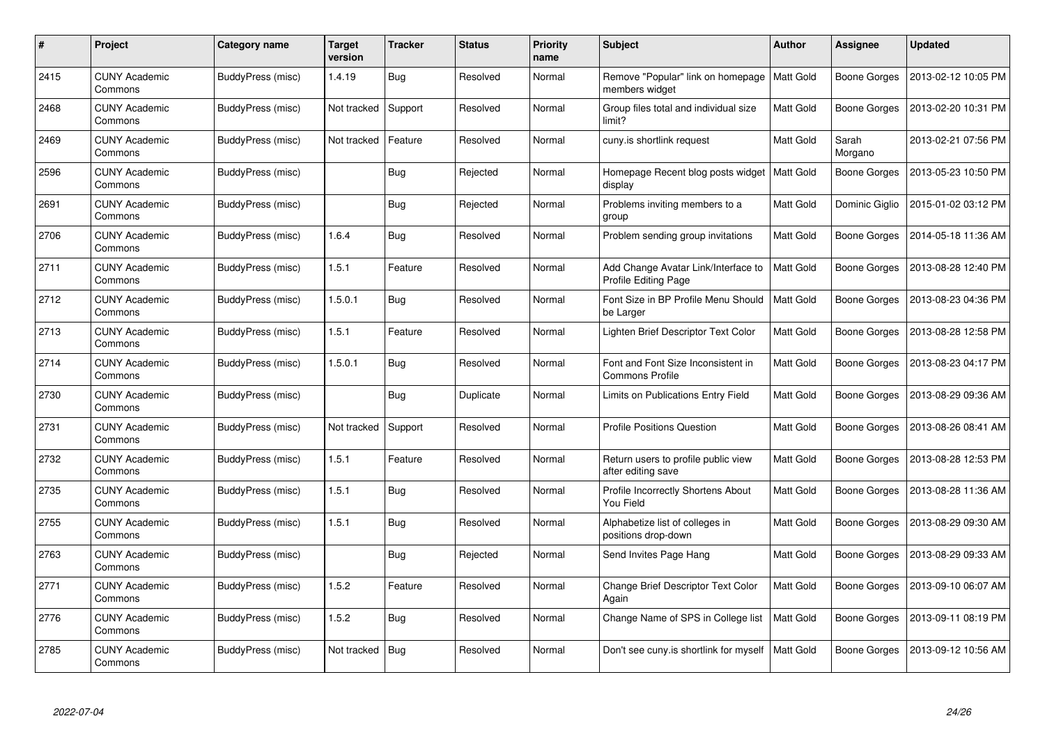| # | Project | Category name | Target version | Tracker | Status | Priority name | Subject | Author | Assignee | Updated |
|---|---|---|---|---|---|---|---|---|---|---|
| 2415 | CUNY Academic Commons | BuddyPress (misc) | 1.4.19 | Bug | Resolved | Normal | Remove "Popular" link on homepage members widget | Matt Gold | Boone Gorges | 2013-02-12 10:05 PM |
| 2468 | CUNY Academic Commons | BuddyPress (misc) | Not tracked | Support | Resolved | Normal | Group files total and individual size limit? | Matt Gold | Boone Gorges | 2013-02-20 10:31 PM |
| 2469 | CUNY Academic Commons | BuddyPress (misc) | Not tracked | Feature | Resolved | Normal | cuny.is shortlink request | Matt Gold | Sarah Morgano | 2013-02-21 07:56 PM |
| 2596 | CUNY Academic Commons | BuddyPress (misc) | | Bug | Rejected | Normal | Homepage Recent blog posts widget display | Matt Gold | Boone Gorges | 2013-05-23 10:50 PM |
| 2691 | CUNY Academic Commons | BuddyPress (misc) | | Bug | Rejected | Normal | Problems inviting members to a group | Matt Gold | Dominic Giglio | 2015-01-02 03:12 PM |
| 2706 | CUNY Academic Commons | BuddyPress (misc) | 1.6.4 | Bug | Resolved | Normal | Problem sending group invitations | Matt Gold | Boone Gorges | 2014-05-18 11:36 AM |
| 2711 | CUNY Academic Commons | BuddyPress (misc) | 1.5.1 | Feature | Resolved | Normal | Add Change Avatar Link/Interface to Profile Editing Page | Matt Gold | Boone Gorges | 2013-08-28 12:40 PM |
| 2712 | CUNY Academic Commons | BuddyPress (misc) | 1.5.0.1 | Bug | Resolved | Normal | Font Size in BP Profile Menu Should be Larger | Matt Gold | Boone Gorges | 2013-08-23 04:36 PM |
| 2713 | CUNY Academic Commons | BuddyPress (misc) | 1.5.1 | Feature | Resolved | Normal | Lighten Brief Descriptor Text Color | Matt Gold | Boone Gorges | 2013-08-28 12:58 PM |
| 2714 | CUNY Academic Commons | BuddyPress (misc) | 1.5.0.1 | Bug | Resolved | Normal | Font and Font Size Inconsistent in Commons Profile | Matt Gold | Boone Gorges | 2013-08-23 04:17 PM |
| 2730 | CUNY Academic Commons | BuddyPress (misc) | | Bug | Duplicate | Normal | Limits on Publications Entry Field | Matt Gold | Boone Gorges | 2013-08-29 09:36 AM |
| 2731 | CUNY Academic Commons | BuddyPress (misc) | Not tracked | Support | Resolved | Normal | Profile Positions Question | Matt Gold | Boone Gorges | 2013-08-26 08:41 AM |
| 2732 | CUNY Academic Commons | BuddyPress (misc) | 1.5.1 | Feature | Resolved | Normal | Return users to profile public view after editing save | Matt Gold | Boone Gorges | 2013-08-28 12:53 PM |
| 2735 | CUNY Academic Commons | BuddyPress (misc) | 1.5.1 | Bug | Resolved | Normal | Profile Incorrectly Shortens About You Field | Matt Gold | Boone Gorges | 2013-08-28 11:36 AM |
| 2755 | CUNY Academic Commons | BuddyPress (misc) | 1.5.1 | Bug | Resolved | Normal | Alphabetize list of colleges in positions drop-down | Matt Gold | Boone Gorges | 2013-08-29 09:30 AM |
| 2763 | CUNY Academic Commons | BuddyPress (misc) | | Bug | Rejected | Normal | Send Invites Page Hang | Matt Gold | Boone Gorges | 2013-08-29 09:33 AM |
| 2771 | CUNY Academic Commons | BuddyPress (misc) | 1.5.2 | Feature | Resolved | Normal | Change Brief Descriptor Text Color Again | Matt Gold | Boone Gorges | 2013-09-10 06:07 AM |
| 2776 | CUNY Academic Commons | BuddyPress (misc) | 1.5.2 | Bug | Resolved | Normal | Change Name of SPS in College list | Matt Gold | Boone Gorges | 2013-09-11 08:19 PM |
| 2785 | CUNY Academic Commons | BuddyPress (misc) | Not tracked | Bug | Resolved | Normal | Don't see cuny.is shortlink for myself | Matt Gold | Boone Gorges | 2013-09-12 10:56 AM |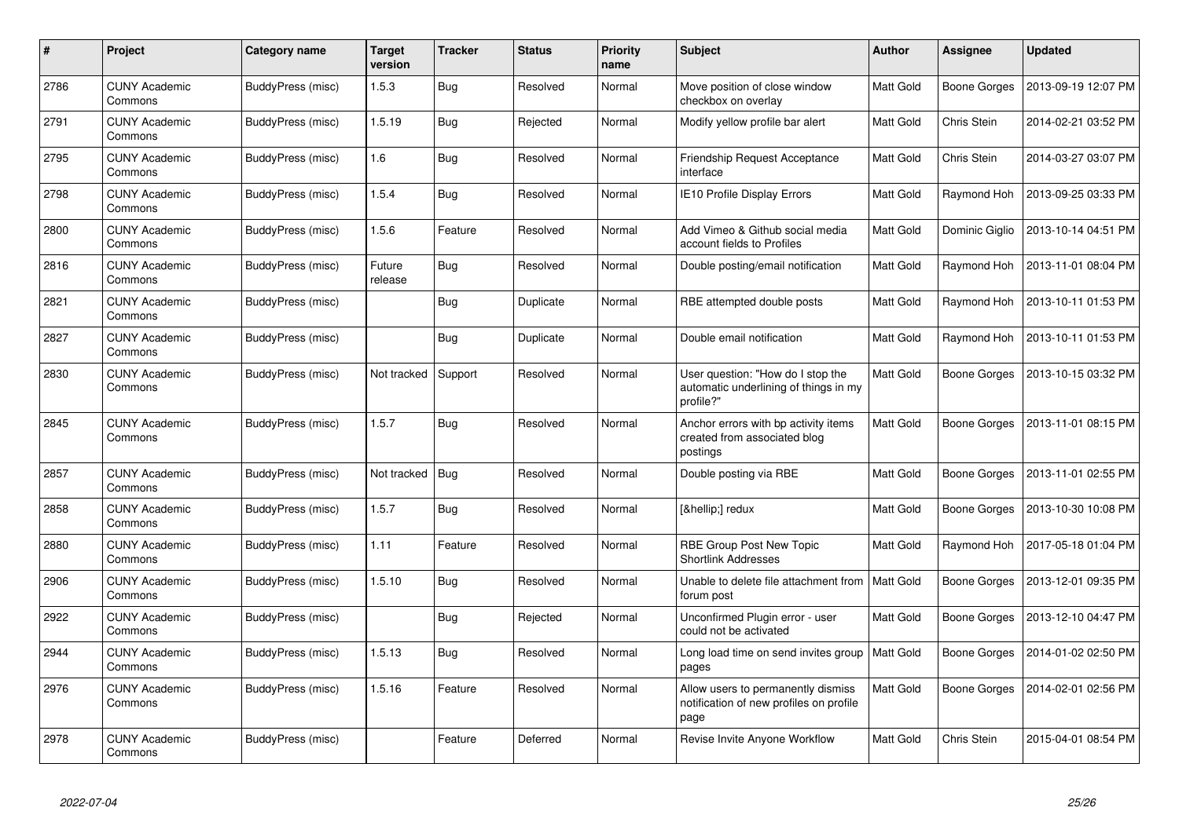| # | Project | Category name | Target version | Tracker | Status | Priority name | Subject | Author | Assignee | Updated |
|---|---|---|---|---|---|---|---|---|---|---|
| 2786 | CUNY Academic Commons | BuddyPress (misc) | 1.5.3 | Bug | Resolved | Normal | Move position of close window checkbox on overlay | Matt Gold | Boone Gorges | 2013-09-19 12:07 PM |
| 2791 | CUNY Academic Commons | BuddyPress (misc) | 1.5.19 | Bug | Rejected | Normal | Modify yellow profile bar alert | Matt Gold | Chris Stein | 2014-02-21 03:52 PM |
| 2795 | CUNY Academic Commons | BuddyPress (misc) | 1.6 | Bug | Resolved | Normal | Friendship Request Acceptance interface | Matt Gold | Chris Stein | 2014-03-27 03:07 PM |
| 2798 | CUNY Academic Commons | BuddyPress (misc) | 1.5.4 | Bug | Resolved | Normal | IE10 Profile Display Errors | Matt Gold | Raymond Hoh | 2013-09-25 03:33 PM |
| 2800 | CUNY Academic Commons | BuddyPress (misc) | 1.5.6 | Feature | Resolved | Normal | Add Vimeo & Github social media account fields to Profiles | Matt Gold | Dominic Giglio | 2013-10-14 04:51 PM |
| 2816 | CUNY Academic Commons | BuddyPress (misc) | Future release | Bug | Resolved | Normal | Double posting/email notification | Matt Gold | Raymond Hoh | 2013-11-01 08:04 PM |
| 2821 | CUNY Academic Commons | BuddyPress (misc) | | Bug | Duplicate | Normal | RBE attempted double posts | Matt Gold | Raymond Hoh | 2013-10-11 01:53 PM |
| 2827 | CUNY Academic Commons | BuddyPress (misc) | | Bug | Duplicate | Normal | Double email notification | Matt Gold | Raymond Hoh | 2013-10-11 01:53 PM |
| 2830 | CUNY Academic Commons | BuddyPress (misc) | Not tracked | Support | Resolved | Normal | User question: "How do I stop the automatic underlining of things in my profile?" | Matt Gold | Boone Gorges | 2013-10-15 03:32 PM |
| 2845 | CUNY Academic Commons | BuddyPress (misc) | 1.5.7 | Bug | Resolved | Normal | Anchor errors with bp activity items created from associated blog postings | Matt Gold | Boone Gorges | 2013-11-01 08:15 PM |
| 2857 | CUNY Academic Commons | BuddyPress (misc) | Not tracked | Bug | Resolved | Normal | Double posting via RBE | Matt Gold | Boone Gorges | 2013-11-01 02:55 PM |
| 2858 | CUNY Academic Commons | BuddyPress (misc) | 1.5.7 | Bug | Resolved | Normal | [&hellip;] redux | Matt Gold | Boone Gorges | 2013-10-30 10:08 PM |
| 2880 | CUNY Academic Commons | BuddyPress (misc) | 1.11 | Feature | Resolved | Normal | RBE Group Post New Topic Shortlink Addresses | Matt Gold | Raymond Hoh | 2017-05-18 01:04 PM |
| 2906 | CUNY Academic Commons | BuddyPress (misc) | 1.5.10 | Bug | Resolved | Normal | Unable to delete file attachment from forum post | Matt Gold | Boone Gorges | 2013-12-01 09:35 PM |
| 2922 | CUNY Academic Commons | BuddyPress (misc) | | Bug | Rejected | Normal | Unconfirmed Plugin error - user could not be activated | Matt Gold | Boone Gorges | 2013-12-10 04:47 PM |
| 2944 | CUNY Academic Commons | BuddyPress (misc) | 1.5.13 | Bug | Resolved | Normal | Long load time on send invites group pages | Matt Gold | Boone Gorges | 2014-01-02 02:50 PM |
| 2976 | CUNY Academic Commons | BuddyPress (misc) | 1.5.16 | Feature | Resolved | Normal | Allow users to permanently dismiss notification of new profiles on profile page | Matt Gold | Boone Gorges | 2014-02-01 02:56 PM |
| 2978 | CUNY Academic Commons | BuddyPress (misc) | | Feature | Deferred | Normal | Revise Invite Anyone Workflow | Matt Gold | Chris Stein | 2015-04-01 08:54 PM |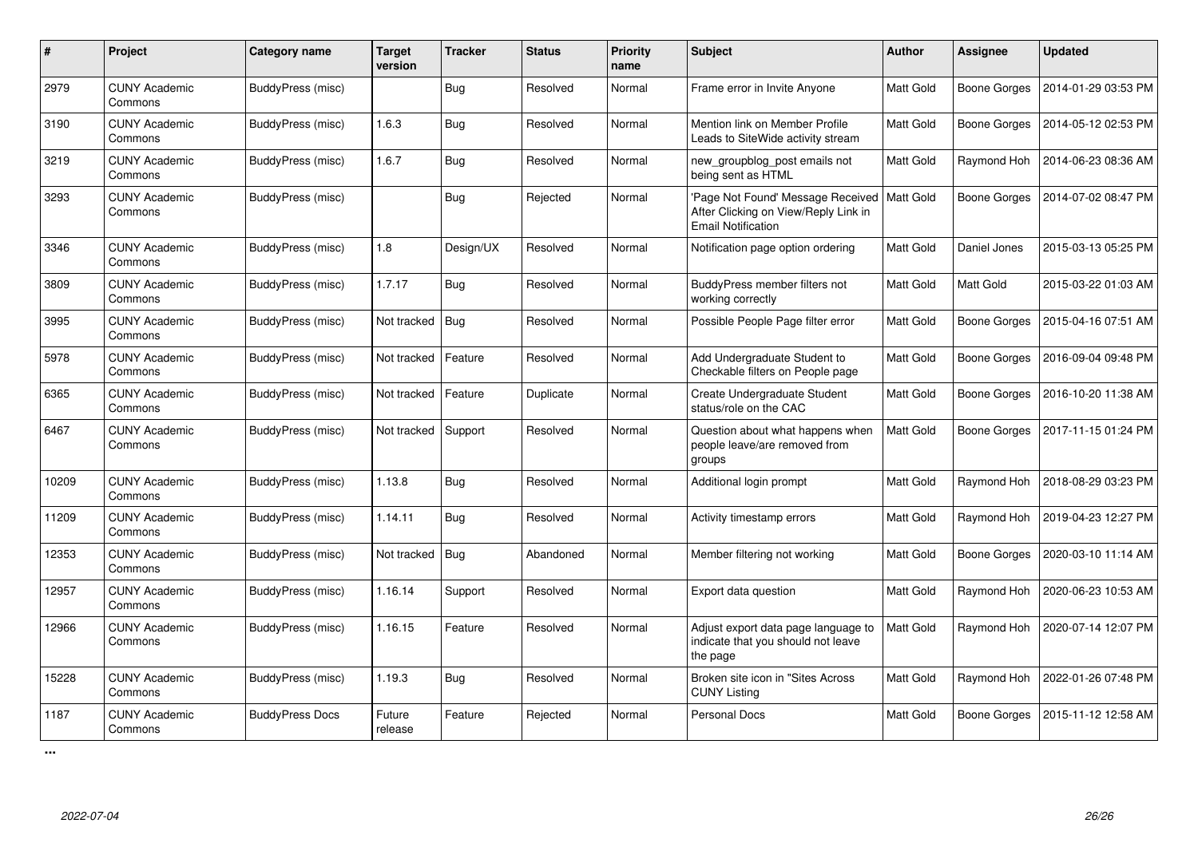| # | Project | Category name | Target version | Tracker | Status | Priority name | Subject | Author | Assignee | Updated |
|---|---|---|---|---|---|---|---|---|---|---|
| 2979 | CUNY Academic Commons | BuddyPress (misc) | | Bug | Resolved | Normal | Frame error in Invite Anyone | Matt Gold | Boone Gorges | 2014-01-29 03:53 PM |
| 3190 | CUNY Academic Commons | BuddyPress (misc) | 1.6.3 | Bug | Resolved | Normal | Mention link on Member Profile Leads to SiteWide activity stream | Matt Gold | Boone Gorges | 2014-05-12 02:53 PM |
| 3219 | CUNY Academic Commons | BuddyPress (misc) | 1.6.7 | Bug | Resolved | Normal | new_groupblog_post emails not being sent as HTML | Matt Gold | Raymond Hoh | 2014-06-23 08:36 AM |
| 3293 | CUNY Academic Commons | BuddyPress (misc) | | Bug | Rejected | Normal | 'Page Not Found' Message Received After Clicking on View/Reply Link in Email Notification | Matt Gold | Boone Gorges | 2014-07-02 08:47 PM |
| 3346 | CUNY Academic Commons | BuddyPress (misc) | 1.8 | Design/UX | Resolved | Normal | Notification page option ordering | Matt Gold | Daniel Jones | 2015-03-13 05:25 PM |
| 3809 | CUNY Academic Commons | BuddyPress (misc) | 1.7.17 | Bug | Resolved | Normal | BuddyPress member filters not working correctly | Matt Gold | Matt Gold | 2015-03-22 01:03 AM |
| 3995 | CUNY Academic Commons | BuddyPress (misc) | Not tracked | Bug | Resolved | Normal | Possible People Page filter error | Matt Gold | Boone Gorges | 2015-04-16 07:51 AM |
| 5978 | CUNY Academic Commons | BuddyPress (misc) | Not tracked | Feature | Resolved | Normal | Add Undergraduate Student to Checkable filters on People page | Matt Gold | Boone Gorges | 2016-09-04 09:48 PM |
| 6365 | CUNY Academic Commons | BuddyPress (misc) | Not tracked | Feature | Duplicate | Normal | Create Undergraduate Student status/role on the CAC | Matt Gold | Boone Gorges | 2016-10-20 11:38 AM |
| 6467 | CUNY Academic Commons | BuddyPress (misc) | Not tracked | Support | Resolved | Normal | Question about what happens when people leave/are removed from groups | Matt Gold | Boone Gorges | 2017-11-15 01:24 PM |
| 10209 | CUNY Academic Commons | BuddyPress (misc) | 1.13.8 | Bug | Resolved | Normal | Additional login prompt | Matt Gold | Raymond Hoh | 2018-08-29 03:23 PM |
| 11209 | CUNY Academic Commons | BuddyPress (misc) | 1.14.11 | Bug | Resolved | Normal | Activity timestamp errors | Matt Gold | Raymond Hoh | 2019-04-23 12:27 PM |
| 12353 | CUNY Academic Commons | BuddyPress (misc) | Not tracked | Bug | Abandoned | Normal | Member filtering not working | Matt Gold | Boone Gorges | 2020-03-10 11:14 AM |
| 12957 | CUNY Academic Commons | BuddyPress (misc) | 1.16.14 | Support | Resolved | Normal | Export data question | Matt Gold | Raymond Hoh | 2020-06-23 10:53 AM |
| 12966 | CUNY Academic Commons | BuddyPress (misc) | 1.16.15 | Feature | Resolved | Normal | Adjust export data page language to indicate that you should not leave the page | Matt Gold | Raymond Hoh | 2020-07-14 12:07 PM |
| 15228 | CUNY Academic Commons | BuddyPress (misc) | 1.19.3 | Bug | Resolved | Normal | Broken site icon in "Sites Across CUNY Listing | Matt Gold | Raymond Hoh | 2022-01-26 07:48 PM |
| 1187 | CUNY Academic Commons | BuddyPress Docs | Future release | Feature | Rejected | Normal | Personal Docs | Matt Gold | Boone Gorges | 2015-11-12 12:58 AM |

...